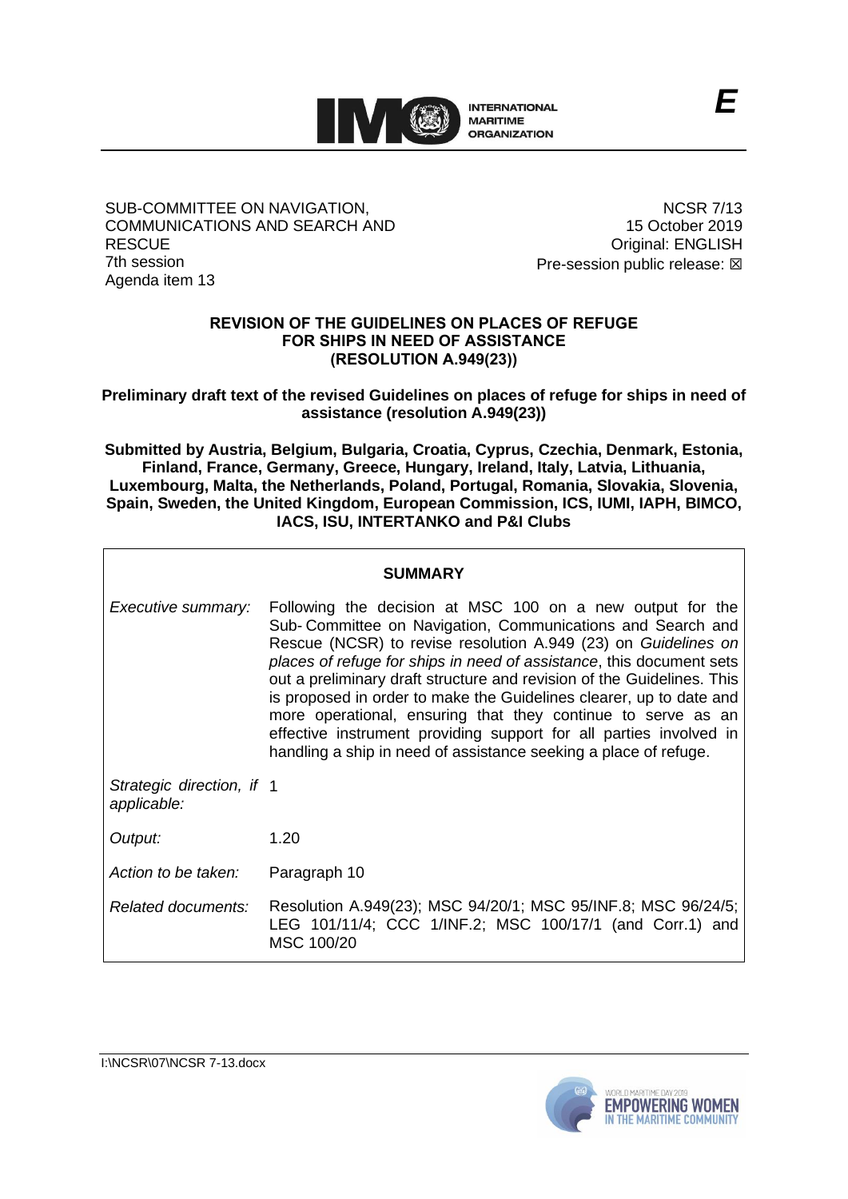INTERNATIONAL MARITIME ORGANIZATION

E

SUB-COMMITTEE ON NAVIGATION, COMMUNICATIONS AND SEARCH AND RESCUE
7th session
Agenda item 13

NCSR 7/13
15 October 2019
Original: ENGLISH
Pre-session public release: ☒

## REVISION OF THE GUIDELINES ON PLACES OF REFUGE FOR SHIPS IN NEED OF ASSISTANCE (RESOLUTION A.949(23))

**Preliminary draft text of the revised Guidelines on places of refuge for ships in need of assistance (resolution A.949(23))**

**Submitted by Austria, Belgium, Bulgaria, Croatia, Cyprus, Czechia, Denmark, Estonia, Finland, France, Germany, Greece, Hungary, Ireland, Italy, Latvia, Lithuania, Luxembourg, Malta, the Netherlands, Poland, Portugal, Romania, Slovakia, Slovenia, Spain, Sweden, the United Kingdom, European Commission, ICS, IUMI, IAPH, BIMCO, IACS, ISU, INTERTANKO and P&I Clubs**

| SUMMARY | |
|---|---|
| *Executive summary:* | Following the decision at MSC 100 on a new output for the Sub-Committee on Navigation, Communications and Search and Rescue (NCSR) to revise resolution A.949 (23) on *Guidelines on places of refuge for ships in need of assistance*, this document sets out a preliminary draft structure and revision of the Guidelines. This is proposed in order to make the Guidelines clearer, up to date and more operational, ensuring that they continue to serve as an effective instrument providing support for all parties involved in handling a ship in need of assistance seeking a place of refuge. |
| *Strategic direction, if applicable:* | 1 |
| *Output:* | 1.20 |
| *Action to be taken:* | Paragraph 10 |
| *Related documents:* | Resolution A.949(23); MSC 94/20/1; MSC 95/INF.8; MSC 96/24/5; LEG 101/11/4; CCC 1/INF.2; MSC 100/17/1 (and Corr.1) and MSC 100/20 |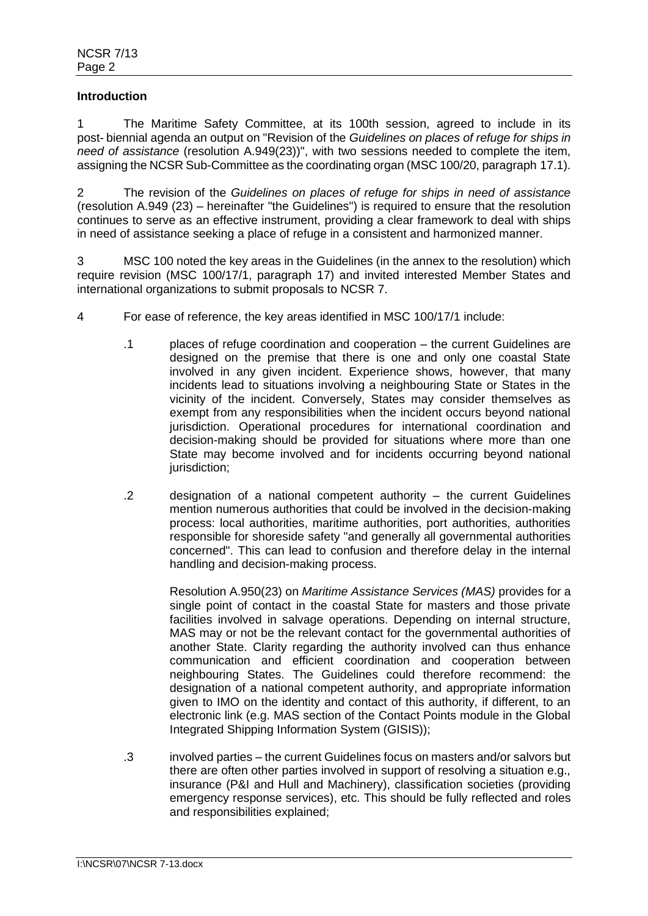**Introduction**

1 The Maritime Safety Committee, at its 100th session, agreed to include in its post- biennial agenda an output on "Revision of the *Guidelines on places of refuge for ships in need of assistance* (resolution A.949(23))", with two sessions needed to complete the item, assigning the NCSR Sub-Committee as the coordinating organ (MSC 100/20, paragraph 17.1).

2 The revision of the *Guidelines on places of refuge for ships in need of assistance* (resolution A.949 (23) – hereinafter "the Guidelines") is required to ensure that the resolution continues to serve as an effective instrument, providing a clear framework to deal with ships in need of assistance seeking a place of refuge in a consistent and harmonized manner.

3 MSC 100 noted the key areas in the Guidelines (in the annex to the resolution) which require revision (MSC 100/17/1, paragraph 17) and invited interested Member States and international organizations to submit proposals to NCSR 7.

4 For ease of reference, the key areas identified in MSC 100/17/1 include:

.1 places of refuge coordination and cooperation – the current Guidelines are designed on the premise that there is one and only one coastal State involved in any given incident. Experience shows, however, that many incidents lead to situations involving a neighbouring State or States in the vicinity of the incident. Conversely, States may consider themselves as exempt from any responsibilities when the incident occurs beyond national jurisdiction. Operational procedures for international coordination and decision-making should be provided for situations where more than one State may become involved and for incidents occurring beyond national jurisdiction;

.2 designation of a national competent authority – the current Guidelines mention numerous authorities that could be involved in the decision-making process: local authorities, maritime authorities, port authorities, authorities responsible for shoreside safety "and generally all governmental authorities concerned". This can lead to confusion and therefore delay in the internal handling and decision-making process.

Resolution A.950(23) on *Maritime Assistance Services (MAS)* provides for a single point of contact in the coastal State for masters and those private facilities involved in salvage operations. Depending on internal structure, MAS may or not be the relevant contact for the governmental authorities of another State. Clarity regarding the authority involved can thus enhance communication and efficient coordination and cooperation between neighbouring States. The Guidelines could therefore recommend: the designation of a national competent authority, and appropriate information given to IMO on the identity and contact of this authority, if different, to an electronic link (e.g. MAS section of the Contact Points module in the Global Integrated Shipping Information System (GISIS));

.3 involved parties – the current Guidelines focus on masters and/or salvors but there are often other parties involved in support of resolving a situation e.g., insurance (P&I and Hull and Machinery), classification societies (providing emergency response services), etc. This should be fully reflected and roles and responsibilities explained;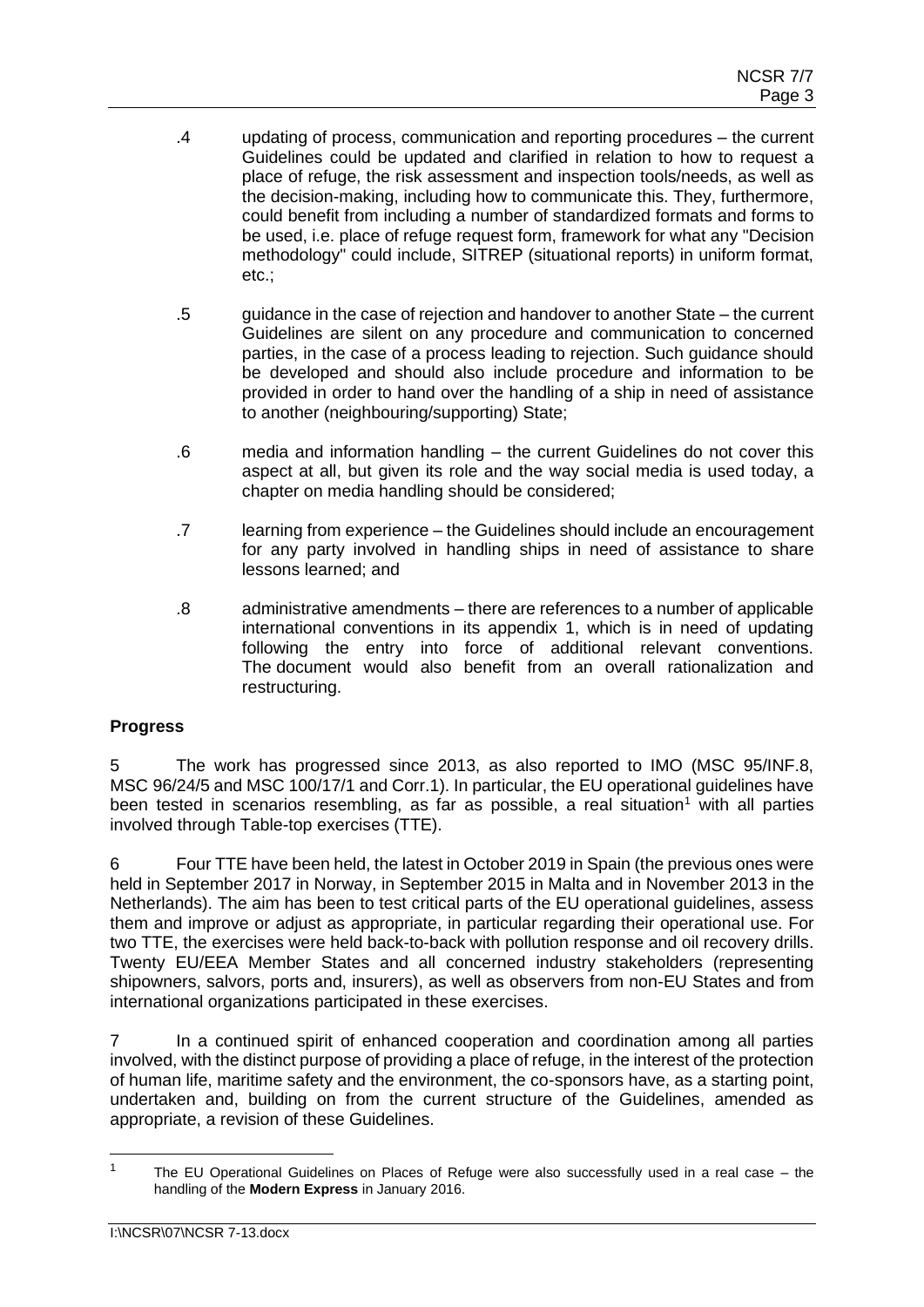.4 updating of process, communication and reporting procedures – the current Guidelines could be updated and clarified in relation to how to request a place of refuge, the risk assessment and inspection tools/needs, as well as the decision-making, including how to communicate this. They, furthermore, could benefit from including a number of standardized formats and forms to be used, i.e. place of refuge request form, framework for what any "Decision methodology" could include, SITREP (situational reports) in uniform format, etc.;

.5 guidance in the case of rejection and handover to another State – the current Guidelines are silent on any procedure and communication to concerned parties, in the case of a process leading to rejection. Such guidance should be developed and should also include procedure and information to be provided in order to hand over the handling of a ship in need of assistance to another (neighbouring/supporting) State;

.6 media and information handling – the current Guidelines do not cover this aspect at all, but given its role and the way social media is used today, a chapter on media handling should be considered;

.7 learning from experience – the Guidelines should include an encouragement for any party involved in handling ships in need of assistance to share lessons learned; and

.8 administrative amendments – there are references to a number of applicable international conventions in its appendix 1, which is in need of updating following the entry into force of additional relevant conventions. The document would also benefit from an overall rationalization and restructuring.

**Progress**

5 The work has progressed since 2013, as also reported to IMO (MSC 95/INF.8, MSC 96/24/5 and MSC 100/17/1 and Corr.1). In particular, the EU operational guidelines have been tested in scenarios resembling, as far as possible, a real situation[1] with all parties involved through Table-top exercises (TTE).

6 Four TTE have been held, the latest in October 2019 in Spain (the previous ones were held in September 2017 in Norway, in September 2015 in Malta and in November 2013 in the Netherlands). The aim has been to test critical parts of the EU operational guidelines, assess them and improve or adjust as appropriate, in particular regarding their operational use. For two TTE, the exercises were held back-to-back with pollution response and oil recovery drills. Twenty EU/EEA Member States and all concerned industry stakeholders (representing shipowners, salvors, ports and, insurers), as well as observers from non-EU States and from international organizations participated in these exercises.

7 In a continued spirit of enhanced cooperation and coordination among all parties involved, with the distinct purpose of providing a place of refuge, in the interest of the protection of human life, maritime safety and the environment, the co-sponsors have, as a starting point, undertaken and, building on from the current structure of the Guidelines, amended as appropriate, a revision of these Guidelines.

---

[1] The EU Operational Guidelines on Places of Refuge were also successfully used in a real case – the handling of the **Modern Express** in January 2016.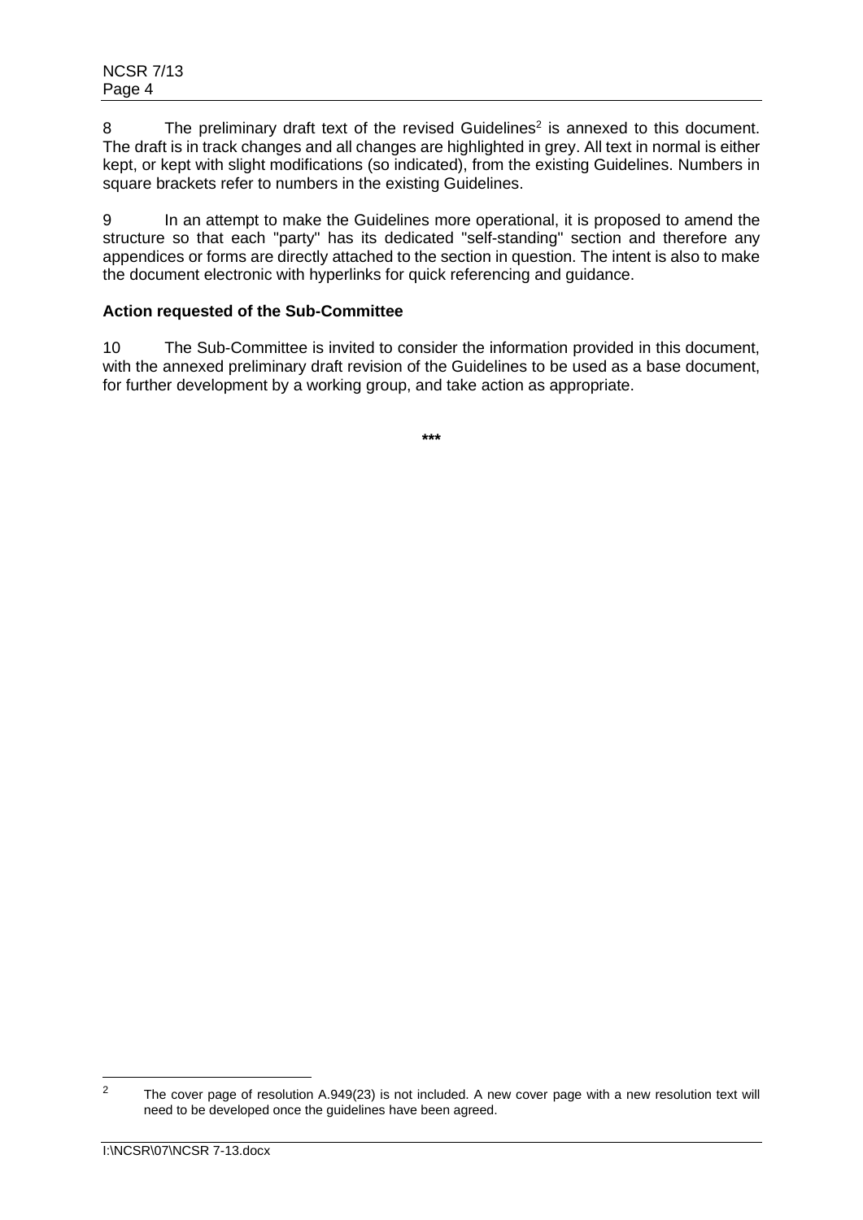8 The preliminary draft text of the revised Guidelines[2] is annexed to this document. The draft is in track changes and all changes are highlighted in grey. All text in normal is either kept, or kept with slight modifications (so indicated), from the existing Guidelines. Numbers in square brackets refer to numbers in the existing Guidelines.

9 In an attempt to make the Guidelines more operational, it is proposed to amend the structure so that each "party" has its dedicated "self-standing" section and therefore any appendices or forms are directly attached to the section in question. The intent is also to make the document electronic with hyperlinks for quick referencing and guidance.

**Action requested of the Sub-Committee**

10 The Sub-Committee is invited to consider the information provided in this document, with the annexed preliminary draft revision of the Guidelines to be used as a base document, for further development by a working group, and take action as appropriate.

\*\*\*

[2] The cover page of resolution A.949(23) is not included. A new cover page with a new resolution text will need to be developed once the guidelines have been agreed.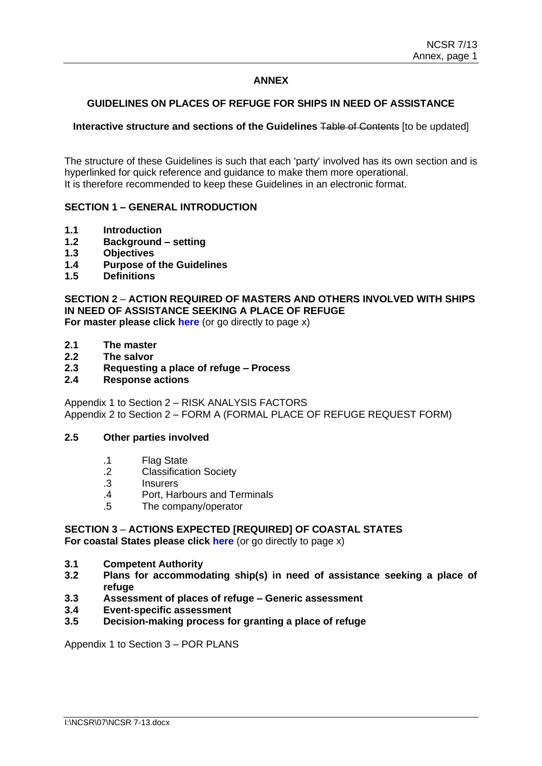**ANNEX**

**GUIDELINES ON PLACES OF REFUGE FOR SHIPS IN NEED OF ASSISTANCE**

**Interactive structure and sections of the Guidelines** ~~Table of Contents~~ [to be updated]

The structure of these Guidelines is such that each 'party' involved has its own section and is hyperlinked for quick reference and guidance to make them more operational.
It is therefore recommended to keep these Guidelines in an electronic format.

**SECTION 1 – GENERAL INTRODUCTION**

**1.1 Introduction**
**1.2 Background – setting**
**1.3 Objectives**
**1.4 Purpose of the Guidelines**
**1.5 Definitions**

**SECTION 2 – ACTION REQUIRED OF MASTERS AND OTHERS INVOLVED WITH SHIPS IN NEED OF ASSISTANCE SEEKING A PLACE OF REFUGE**
**For master please click here** (or go directly to page x)

**2.1 The master**
**2.2 The salvor**
**2.3 Requesting a place of refuge – Process**
**2.4 Response actions**

Appendix 1 to Section 2 – RISK ANALYSIS FACTORS
Appendix 2 to Section 2 – FORM A (FORMAL PLACE OF REFUGE REQUEST FORM)

**2.5 Other parties involved**

.1 Flag State
.2 Classification Society
.3 Insurers
.4 Port, Harbours and Terminals
.5 The company/operator

**SECTION 3 – ACTIONS EXPECTED [REQUIRED] OF COASTAL STATES**
**For coastal States please click here** (or go directly to page x)

**3.1 Competent Authority**
**3.2 Plans for accommodating ship(s) in need of assistance seeking a place of refuge**
**3.3 Assessment of places of refuge – Generic assessment**
**3.4 Event-specific assessment**
**3.5 Decision-making process for granting a place of refuge**

Appendix 1 to Section 3 – POR PLANS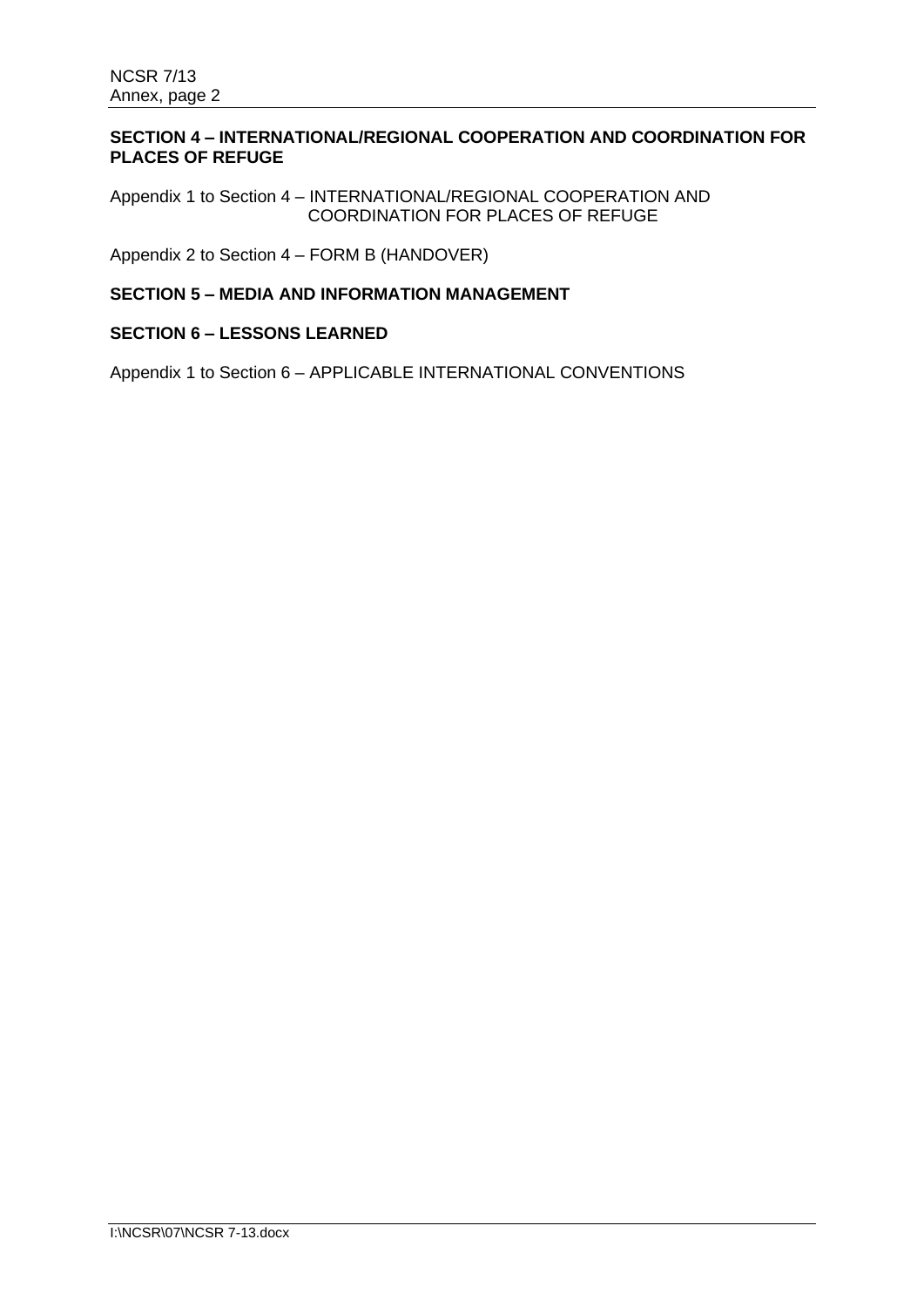**SECTION 4 – INTERNATIONAL/REGIONAL COOPERATION AND COORDINATION FOR PLACES OF REFUGE**

Appendix 1 to Section 4 – INTERNATIONAL/REGIONAL COOPERATION AND COORDINATION FOR PLACES OF REFUGE

Appendix 2 to Section 4 – FORM B (HANDOVER)

**SECTION 5 – MEDIA AND INFORMATION MANAGEMENT**

**SECTION 6 – LESSONS LEARNED**

Appendix 1 to Section 6 – APPLICABLE INTERNATIONAL CONVENTIONS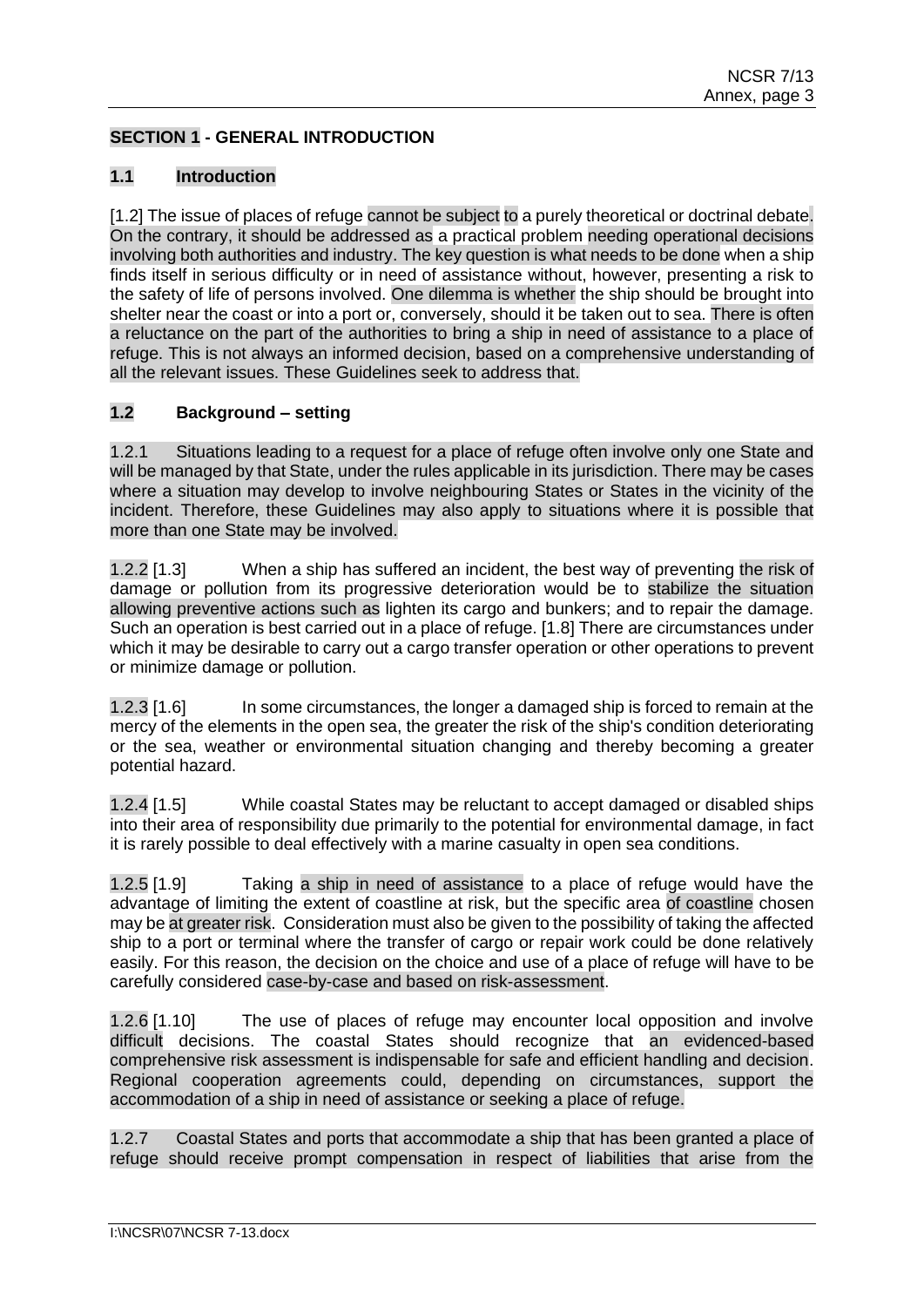## SECTION 1 - GENERAL INTRODUCTION

### 1.1 Introduction

[1.2] The issue of places of refuge cannot be subject to a purely theoretical or doctrinal debate. On the contrary, it should be addressed as a practical problem needing operational decisions involving both authorities and industry. The key question is what needs to be done when a ship finds itself in serious difficulty or in need of assistance without, however, presenting a risk to the safety of life of persons involved. One dilemma is whether the ship should be brought into shelter near the coast or into a port or, conversely, should it be taken out to sea. There is often a reluctance on the part of the authorities to bring a ship in need of assistance to a place of refuge. This is not always an informed decision, based on a comprehensive understanding of all the relevant issues. These Guidelines seek to address that.

### 1.2 Background – setting

1.2.1 Situations leading to a request for a place of refuge often involve only one State and will be managed by that State, under the rules applicable in its jurisdiction. There may be cases where a situation may develop to involve neighbouring States or States in the vicinity of the incident. Therefore, these Guidelines may also apply to situations where it is possible that more than one State may be involved.

1.2.2 [1.3] When a ship has suffered an incident, the best way of preventing the risk of damage or pollution from its progressive deterioration would be to stabilize the situation allowing preventive actions such as lighten its cargo and bunkers; and to repair the damage. Such an operation is best carried out in a place of refuge. [1.8] There are circumstances under which it may be desirable to carry out a cargo transfer operation or other operations to prevent or minimize damage or pollution.

1.2.3 [1.6] In some circumstances, the longer a damaged ship is forced to remain at the mercy of the elements in the open sea, the greater the risk of the ship's condition deteriorating or the sea, weather or environmental situation changing and thereby becoming a greater potential hazard.

1.2.4 [1.5] While coastal States may be reluctant to accept damaged or disabled ships into their area of responsibility due primarily to the potential for environmental damage, in fact it is rarely possible to deal effectively with a marine casualty in open sea conditions.

1.2.5 [1.9] Taking a ship in need of assistance to a place of refuge would have the advantage of limiting the extent of coastline at risk, but the specific area of coastline chosen may be at greater risk. Consideration must also be given to the possibility of taking the affected ship to a port or terminal where the transfer of cargo or repair work could be done relatively easily. For this reason, the decision on the choice and use of a place of refuge will have to be carefully considered case-by-case and based on risk-assessment.

1.2.6 [1.10] The use of places of refuge may encounter local opposition and involve difficult decisions. The coastal States should recognize that an evidenced-based comprehensive risk assessment is indispensable for safe and efficient handling and decision. Regional cooperation agreements could, depending on circumstances, support the accommodation of a ship in need of assistance or seeking a place of refuge.

1.2.7 Coastal States and ports that accommodate a ship that has been granted a place of refuge should receive prompt compensation in respect of liabilities that arise from the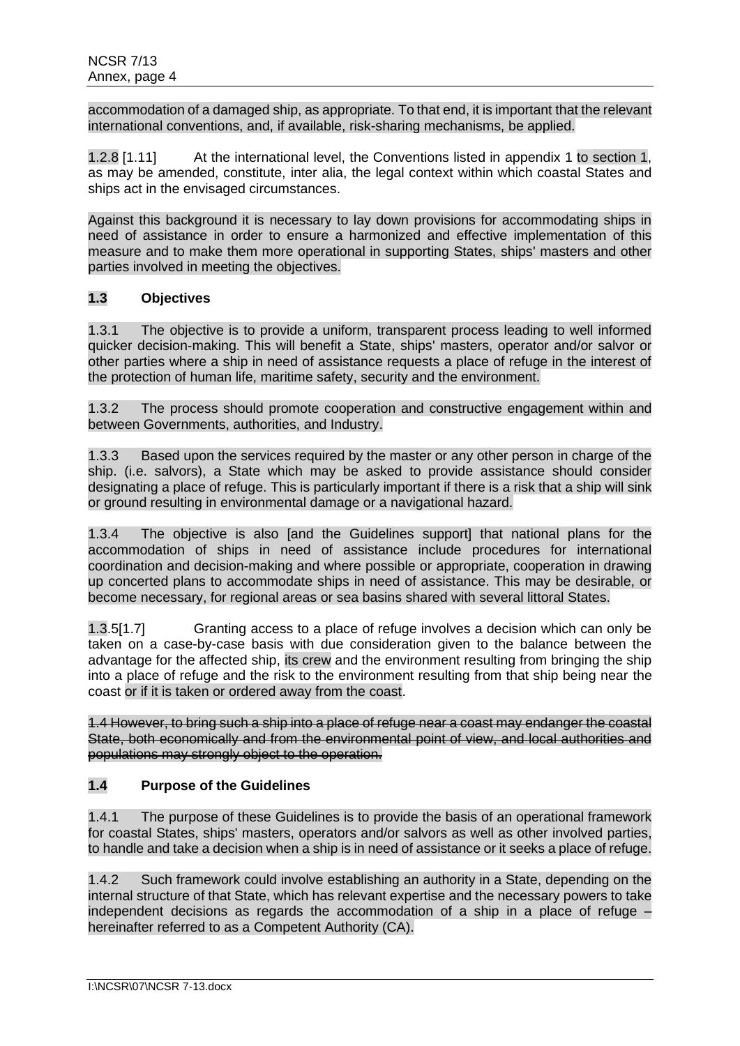accommodation of a damaged ship, as appropriate. To that end, it is important that the relevant international conventions, and, if available, risk-sharing mechanisms, be applied.

1.2.8 [1.11] At the international level, the Conventions listed in appendix 1 to section 1, as may be amended, constitute, inter alia, the legal context within which coastal States and ships act in the envisaged circumstances.

Against this background it is necessary to lay down provisions for accommodating ships in need of assistance in order to ensure a harmonized and effective implementation of this measure and to make them more operational in supporting States, ships' masters and other parties involved in meeting the objectives.

### 1.3 Objectives

1.3.1 The objective is to provide a uniform, transparent process leading to well informed quicker decision-making. This will benefit a State, ships' masters, operator and/or salvor or other parties where a ship in need of assistance requests a place of refuge in the interest of the protection of human life, maritime safety, security and the environment.

1.3.2 The process should promote cooperation and constructive engagement within and between Governments, authorities, and Industry.

1.3.3 Based upon the services required by the master or any other person in charge of the ship. (i.e. salvors), a State which may be asked to provide assistance should consider designating a place of refuge. This is particularly important if there is a risk that a ship will sink or ground resulting in environmental damage or a navigational hazard.

1.3.4 The objective is also [and the Guidelines support] that national plans for the accommodation of ships in need of assistance include procedures for international coordination and decision-making and where possible or appropriate, cooperation in drawing up concerted plans to accommodate ships in need of assistance. This may be desirable, or become necessary, for regional areas or sea basins shared with several littoral States.

1.3.5[1.7] Granting access to a place of refuge involves a decision which can only be taken on a case-by-case basis with due consideration given to the balance between the advantage for the affected ship, its crew and the environment resulting from bringing the ship into a place of refuge and the risk to the environment resulting from that ship being near the coast or if it is taken or ordered away from the coast.

~~1.4 However, to bring such a ship into a place of refuge near a coast may endanger the coastal State, both economically and from the environmental point of view, and local authorities and populations may strongly object to the operation.~~

### 1.4 Purpose of the Guidelines

1.4.1 The purpose of these Guidelines is to provide the basis of an operational framework for coastal States, ships' masters, operators and/or salvors as well as other involved parties, to handle and take a decision when a ship is in need of assistance or it seeks a place of refuge.

1.4.2 Such framework could involve establishing an authority in a State, depending on the internal structure of that State, which has relevant expertise and the necessary powers to take independent decisions as regards the accommodation of a ship in a place of refuge – hereinafter referred to as a Competent Authority (CA).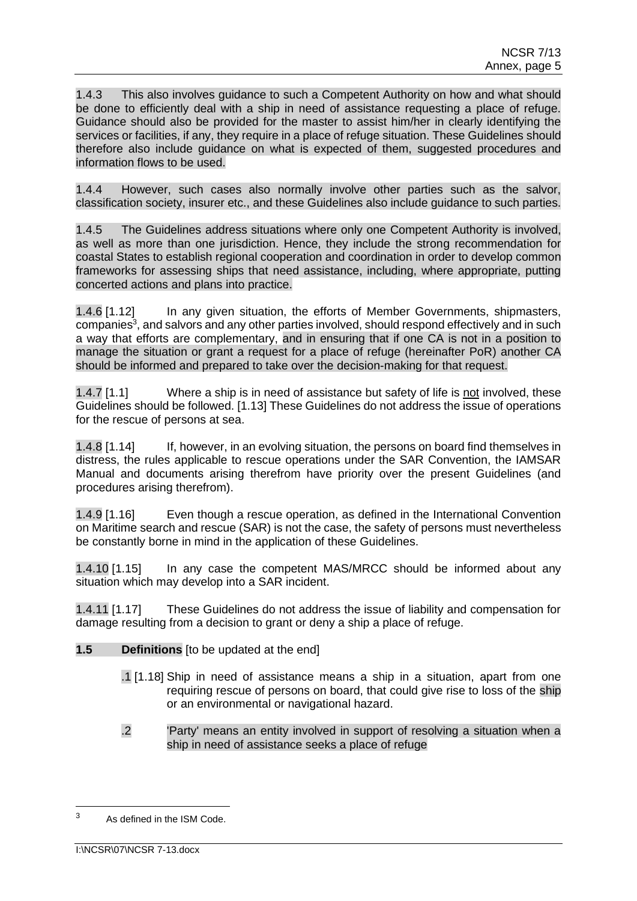1.4.3 This also involves guidance to such a Competent Authority on how and what should be done to efficiently deal with a ship in need of assistance requesting a place of refuge. Guidance should also be provided for the master to assist him/her in clearly identifying the services or facilities, if any, they require in a place of refuge situation. These Guidelines should therefore also include guidance on what is expected of them, suggested procedures and information flows to be used.

1.4.4 However, such cases also normally involve other parties such as the salvor, classification society, insurer etc., and these Guidelines also include guidance to such parties.

1.4.5 The Guidelines address situations where only one Competent Authority is involved, as well as more than one jurisdiction. Hence, they include the strong recommendation for coastal States to establish regional cooperation and coordination in order to develop common frameworks for assessing ships that need assistance, including, where appropriate, putting concerted actions and plans into practice.

1.4.6 [1.12] In any given situation, the efforts of Member Governments, shipmasters, companies[3], and salvors and any other parties involved, should respond effectively and in such a way that efforts are complementary, and in ensuring that if one CA is not in a position to manage the situation or grant a request for a place of refuge (hereinafter PoR) another CA should be informed and prepared to take over the decision-making for that request.

1.4.7 [1.1] Where a ship is in need of assistance but safety of life is not involved, these Guidelines should be followed. [1.13] These Guidelines do not address the issue of operations for the rescue of persons at sea.

1.4.8 [1.14] If, however, in an evolving situation, the persons on board find themselves in distress, the rules applicable to rescue operations under the SAR Convention, the IAMSAR Manual and documents arising therefrom have priority over the present Guidelines (and procedures arising therefrom).

1.4.9 [1.16] Even though a rescue operation, as defined in the International Convention on Maritime search and rescue (SAR) is not the case, the safety of persons must nevertheless be constantly borne in mind in the application of these Guidelines.

1.4.10 [1.15] In any case the competent MAS/MRCC should be informed about any situation which may develop into a SAR incident.

1.4.11 [1.17] These Guidelines do not address the issue of liability and compensation for damage resulting from a decision to grant or deny a ship a place of refuge.

**1.5 Definitions** [to be updated at the end]

.1 [1.18] Ship in need of assistance means a ship in a situation, apart from one requiring rescue of persons on board, that could give rise to loss of the ship or an environmental or navigational hazard.

.2 'Party' means an entity involved in support of resolving a situation when a ship in need of assistance seeks a place of refuge

---

[3] As defined in the ISM Code.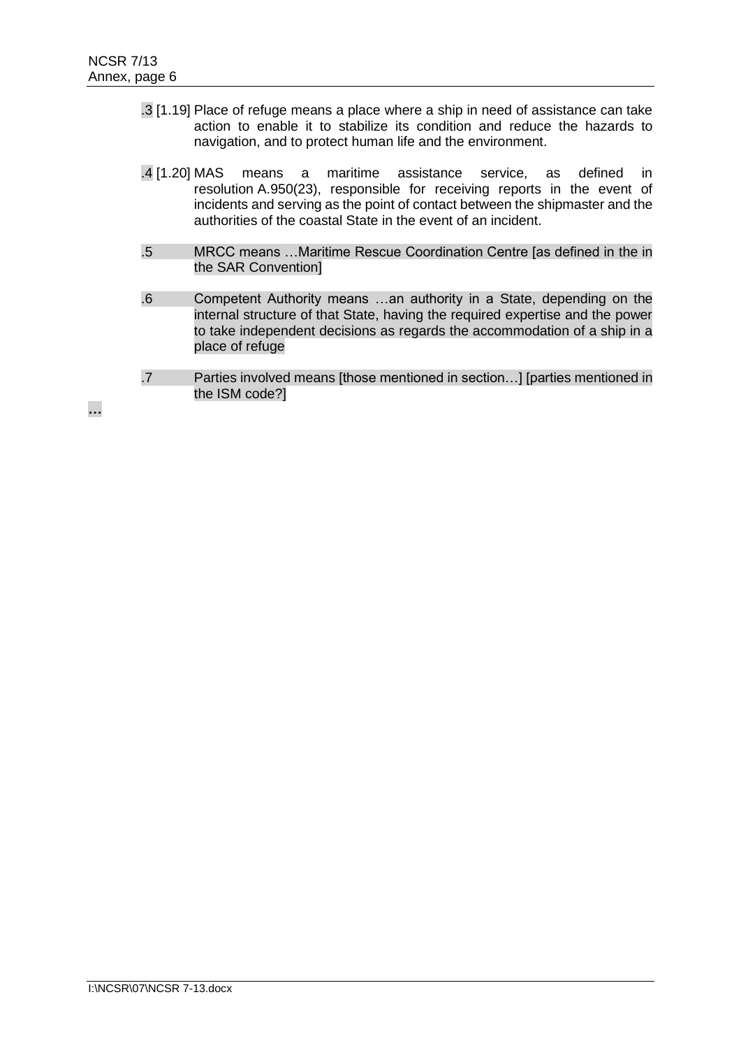.3 [1.19] Place of refuge means a place where a ship in need of assistance can take action to enable it to stabilize its condition and reduce the hazards to navigation, and to protect human life and the environment.

.4 [1.20] MAS means a maritime assistance service, as defined in resolution A.950(23), responsible for receiving reports in the event of incidents and serving as the point of contact between the shipmaster and the authorities of the coastal State in the event of an incident.

.5 MRCC means …Maritime Rescue Coordination Centre [as defined in the in the SAR Convention]

.6 Competent Authority means …an authority in a State, depending on the internal structure of that State, having the required expertise and the power to take independent decisions as regards the accommodation of a ship in a place of refuge

.7 Parties involved means [those mentioned in section…] [parties mentioned in the ISM code?]

…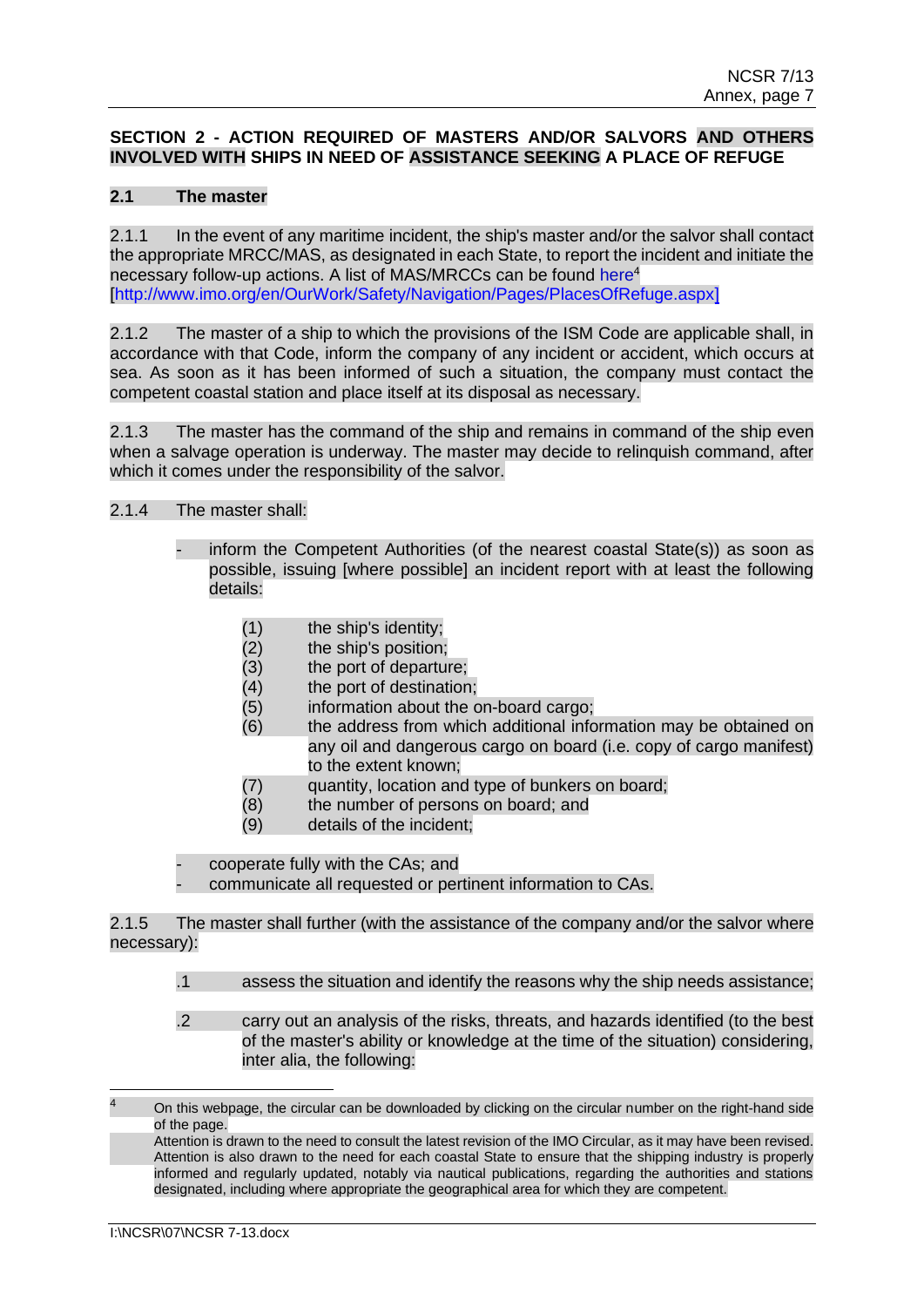## SECTION 2 - ACTION REQUIRED OF MASTERS AND/OR SALVORS AND OTHERS INVOLVED WITH SHIPS IN NEED OF ASSISTANCE SEEKING A PLACE OF REFUGE

### 2.1 The master

2.1.1 In the event of any maritime incident, the ship's master and/or the salvor shall contact the appropriate MRCC/MAS, as designated in each State, to report the incident and initiate the necessary follow-up actions. A list of MAS/MRCCs can be found here[4] [http://www.imo.org/en/OurWork/Safety/Navigation/Pages/PlacesOfRefuge.aspx]

2.1.2 The master of a ship to which the provisions of the ISM Code are applicable shall, in accordance with that Code, inform the company of any incident or accident, which occurs at sea. As soon as it has been informed of such a situation, the company must contact the competent coastal station and place itself at its disposal as necessary.

2.1.3 The master has the command of the ship and remains in command of the ship even when a salvage operation is underway. The master may decide to relinquish command, after which it comes under the responsibility of the salvor.

2.1.4 The master shall:

- inform the Competent Authorities (of the nearest coastal State(s)) as soon as possible, issuing [where possible] an incident report with at least the following details:
  - (1) the ship's identity;
  - (2) the ship's position;
  - (3) the port of departure;
  - (4) the port of destination;
  - (5) information about the on-board cargo;
  - (6) the address from which additional information may be obtained on any oil and dangerous cargo on board (i.e. copy of cargo manifest) to the extent known;
  - (7) quantity, location and type of bunkers on board;
  - (8) the number of persons on board; and
  - (9) details of the incident;
- cooperate fully with the CAs; and
- communicate all requested or pertinent information to CAs.

2.1.5 The master shall further (with the assistance of the company and/or the salvor where necessary):

.1 assess the situation and identify the reasons why the ship needs assistance;

.2 carry out an analysis of the risks, threats, and hazards identified (to the best of the master's ability or knowledge at the time of the situation) considering, inter alia, the following:

---

[4] On this webpage, the circular can be downloaded by clicking on the circular number on the right-hand side of the page.
Attention is drawn to the need to consult the latest revision of the IMO Circular, as it may have been revised. Attention is also drawn to the need for each coastal State to ensure that the shipping industry is properly informed and regularly updated, notably via nautical publications, regarding the authorities and stations designated, including where appropriate the geographical area for which they are competent.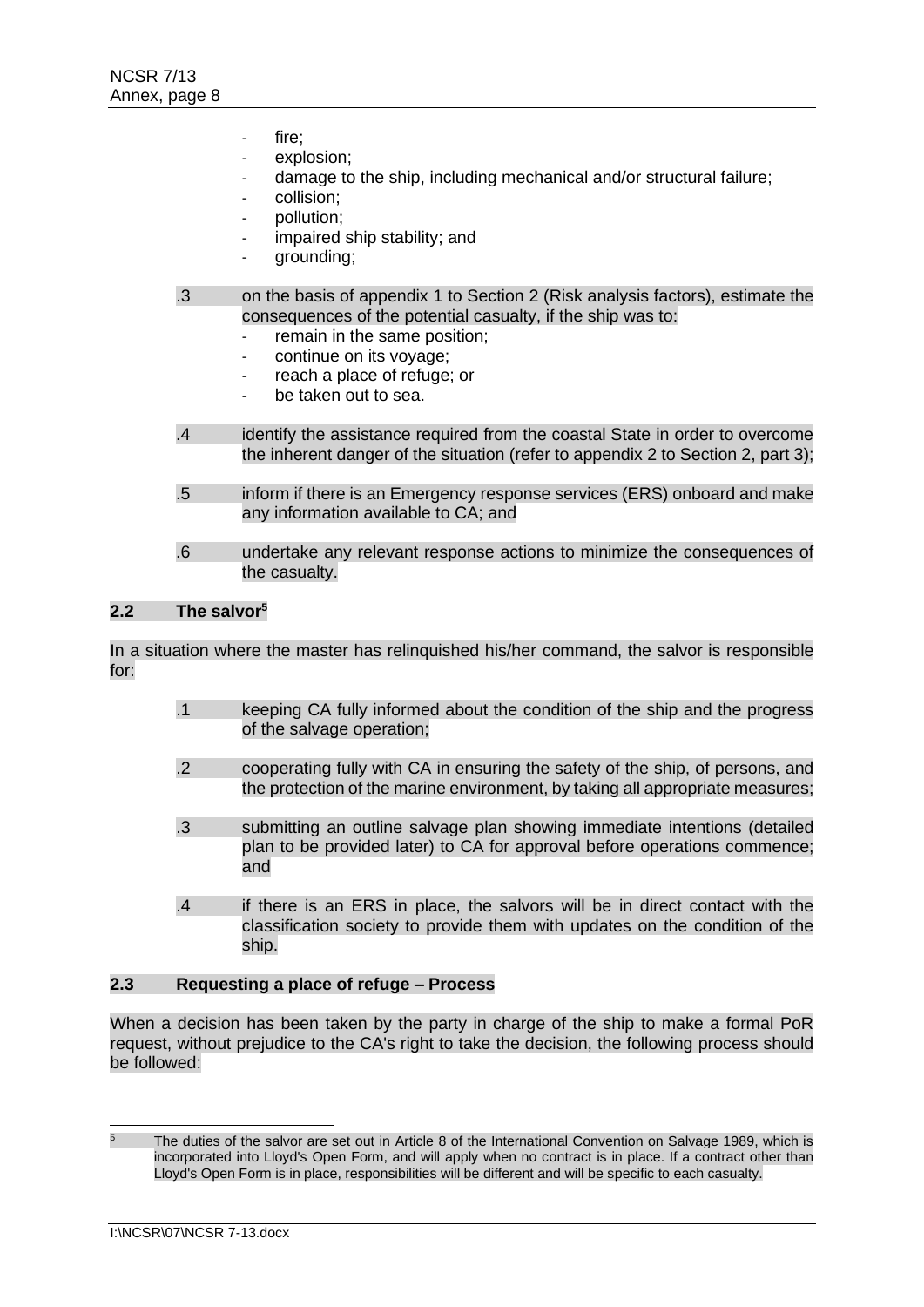- fire;
- explosion;
- damage to the ship, including mechanical and/or structural failure;
- collision;
- pollution;
- impaired ship stability; and
- grounding;

.3 on the basis of appendix 1 to Section 2 (Risk analysis factors), estimate the consequences of the potential casualty, if the ship was to:

- remain in the same position;
- continue on its voyage;
- reach a place of refuge; or
- be taken out to sea.

.4 identify the assistance required from the coastal State in order to overcome the inherent danger of the situation (refer to appendix 2 to Section 2, part 3);

.5 inform if there is an Emergency response services (ERS) onboard and make any information available to CA; and

.6 undertake any relevant response actions to minimize the consequences of the casualty.

## 2.2 The salvor[5]

In a situation where the master has relinquished his/her command, the salvor is responsible for:

.1 keeping CA fully informed about the condition of the ship and the progress of the salvage operation;

.2 cooperating fully with CA in ensuring the safety of the ship, of persons, and the protection of the marine environment, by taking all appropriate measures;

.3 submitting an outline salvage plan showing immediate intentions (detailed plan to be provided later) to CA for approval before operations commence; and

.4 if there is an ERS in place, the salvors will be in direct contact with the classification society to provide them with updates on the condition of the ship.

## 2.3 Requesting a place of refuge – Process

When a decision has been taken by the party in charge of the ship to make a formal PoR request, without prejudice to the CA's right to take the decision, the following process should be followed:

---

[5] The duties of the salvor are set out in Article 8 of the International Convention on Salvage 1989, which is incorporated into Lloyd's Open Form, and will apply when no contract is in place. If a contract other than Lloyd's Open Form is in place, responsibilities will be different and will be specific to each casualty.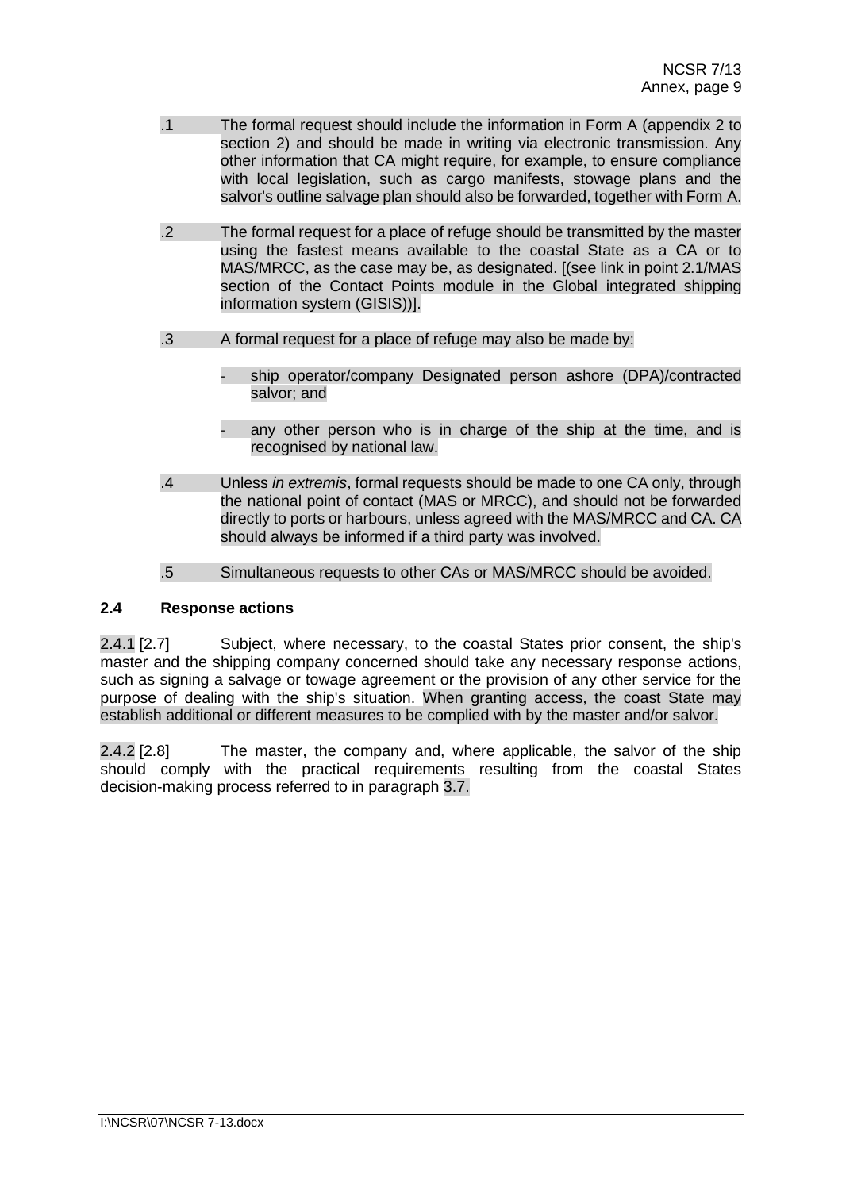.1 The formal request should include the information in Form A (appendix 2 to section 2) and should be made in writing via electronic transmission. Any other information that CA might require, for example, to ensure compliance with local legislation, such as cargo manifests, stowage plans and the salvor's outline salvage plan should also be forwarded, together with Form A.

.2 The formal request for a place of refuge should be transmitted by the master using the fastest means available to the coastal State as a CA or to MAS/MRCC, as the case may be, as designated. [(see link in point 2.1/MAS section of the Contact Points module in the Global integrated shipping information system (GISIS))].

.3 A formal request for a place of refuge may also be made by:

- ship operator/company Designated person ashore (DPA)/contracted salvor; and
- any other person who is in charge of the ship at the time, and is recognised by national law.

.4 Unless *in extremis*, formal requests should be made to one CA only, through the national point of contact (MAS or MRCC), and should not be forwarded directly to ports or harbours, unless agreed with the MAS/MRCC and CA. CA should always be informed if a third party was involved.

.5 Simultaneous requests to other CAs or MAS/MRCC should be avoided.

## 2.4 Response actions

2.4.1 [2.7] Subject, where necessary, to the coastal States prior consent, the ship's master and the shipping company concerned should take any necessary response actions, such as signing a salvage or towage agreement or the provision of any other service for the purpose of dealing with the ship's situation. When granting access, the coast State may establish additional or different measures to be complied with by the master and/or salvor.

2.4.2 [2.8] The master, the company and, where applicable, the salvor of the ship should comply with the practical requirements resulting from the coastal States decision-making process referred to in paragraph 3.7.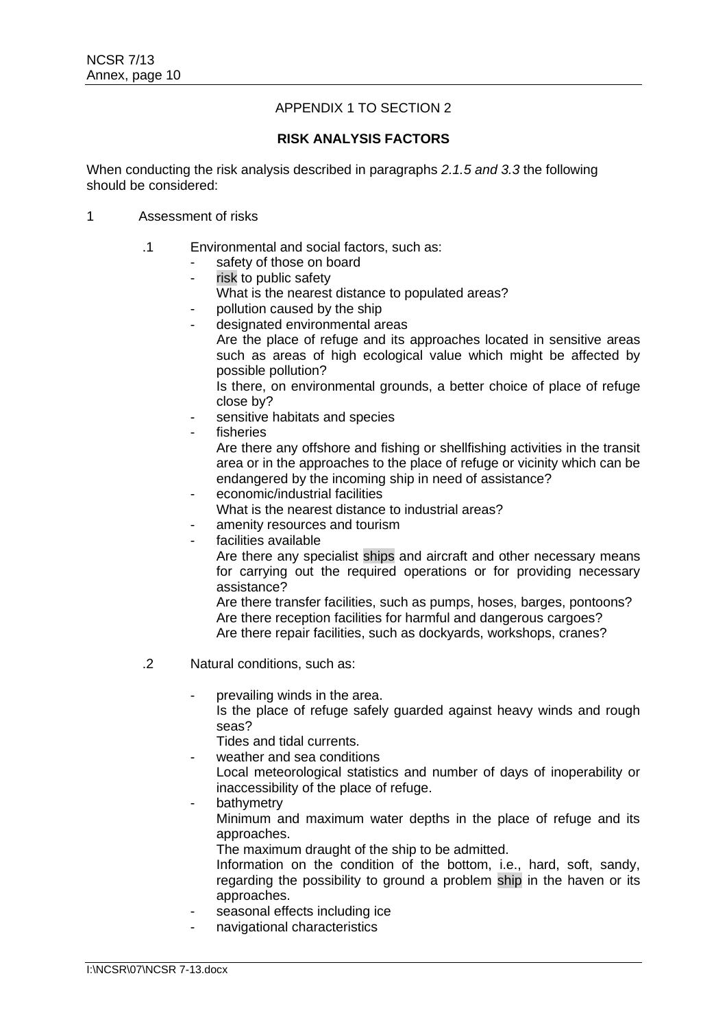APPENDIX 1 TO SECTION 2

**RISK ANALYSIS FACTORS**

When conducting the risk analysis described in paragraphs *2.1.5 and 3.3* the following should be considered:

1 Assessment of risks

.1 Environmental and social factors, such as:

- safety of those on board
- risk to public safety
  What is the nearest distance to populated areas?
- pollution caused by the ship
- designated environmental areas
  Are the place of refuge and its approaches located in sensitive areas such as areas of high ecological value which might be affected by possible pollution?
  Is there, on environmental grounds, a better choice of place of refuge close by?
- sensitive habitats and species
- fisheries
  Are there any offshore and fishing or shellfishing activities in the transit area or in the approaches to the place of refuge or vicinity which can be endangered by the incoming ship in need of assistance?
- economic/industrial facilities
  What is the nearest distance to industrial areas?
- amenity resources and tourism
- facilities available
  Are there any specialist ships and aircraft and other necessary means for carrying out the required operations or for providing necessary assistance?
  Are there transfer facilities, such as pumps, hoses, barges, pontoons?
  Are there reception facilities for harmful and dangerous cargoes?
  Are there repair facilities, such as dockyards, workshops, cranes?

.2 Natural conditions, such as:

- prevailing winds in the area.
  Is the place of refuge safely guarded against heavy winds and rough seas?
  Tides and tidal currents.
- weather and sea conditions
  Local meteorological statistics and number of days of inoperability or inaccessibility of the place of refuge.
- bathymetry
  Minimum and maximum water depths in the place of refuge and its approaches.
  The maximum draught of the ship to be admitted.
  Information on the condition of the bottom, i.e., hard, soft, sandy, regarding the possibility to ground a problem ship in the haven or its approaches.
- seasonal effects including ice
- navigational characteristics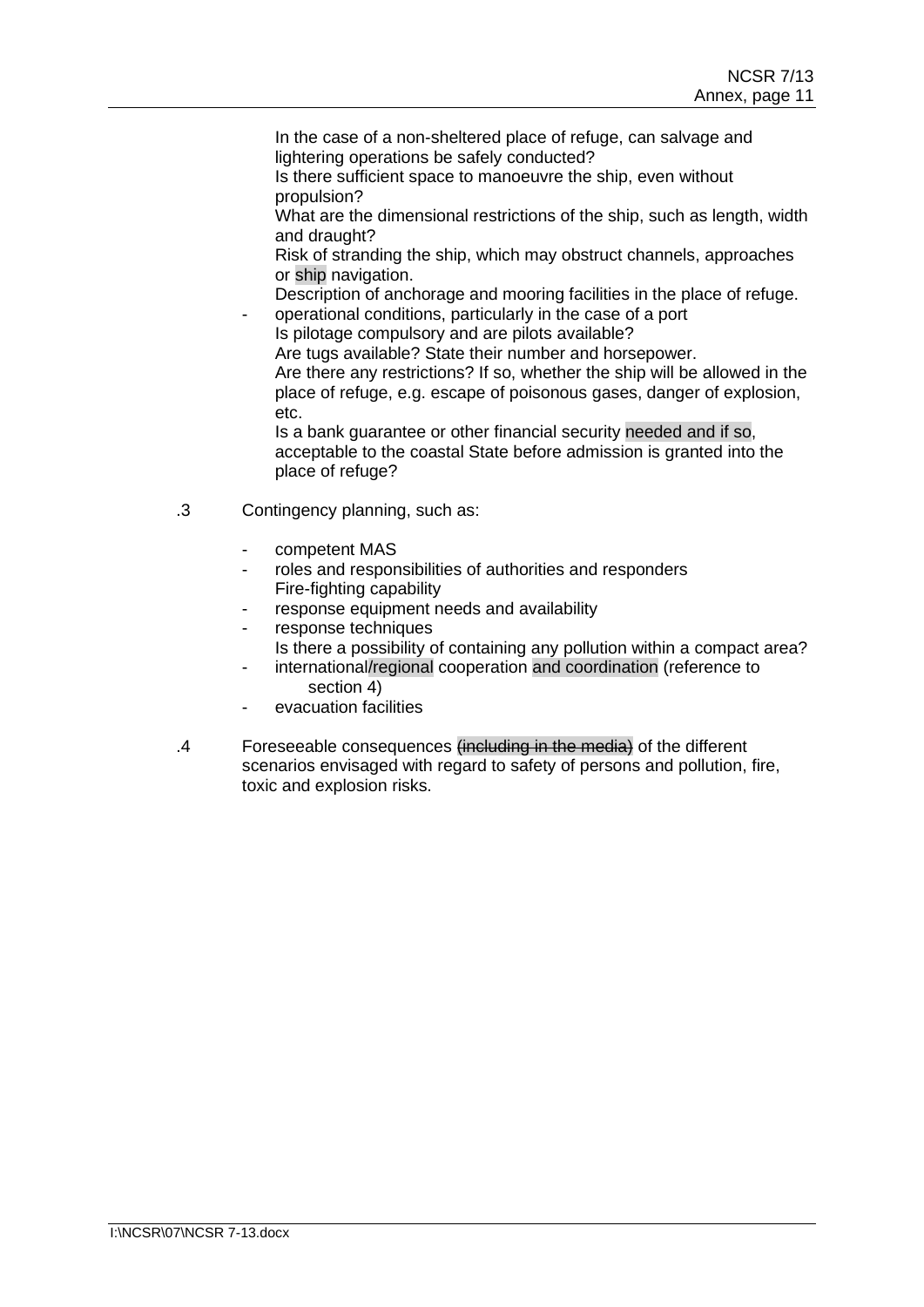In the case of a non-sheltered place of refuge, can salvage and lightering operations be safely conducted?
Is there sufficient space to manoeuvre the ship, even without propulsion?
What are the dimensional restrictions of the ship, such as length, width and draught?
Risk of stranding the ship, which may obstruct channels, approaches or ship navigation.
Description of anchorage and mooring facilities in the place of refuge.

- operational conditions, particularly in the case of a port
  Is pilotage compulsory and are pilots available?
  Are tugs available? State their number and horsepower.
  Are there any restrictions? If so, whether the ship will be allowed in the place of refuge, e.g. escape of poisonous gases, danger of explosion, etc.
  Is a bank guarantee or other financial security needed and if so, acceptable to the coastal State before admission is granted into the place of refuge?

.3 Contingency planning, such as:

- competent MAS
- roles and responsibilities of authorities and responders
  Fire-fighting capability
- response equipment needs and availability
- response techniques
  Is there a possibility of containing any pollution within a compact area?
- international/regional cooperation and coordination (reference to section 4)
- evacuation facilities

.4 Foreseeable consequences ~~(including in the media)~~ of the different scenarios envisaged with regard to safety of persons and pollution, fire, toxic and explosion risks.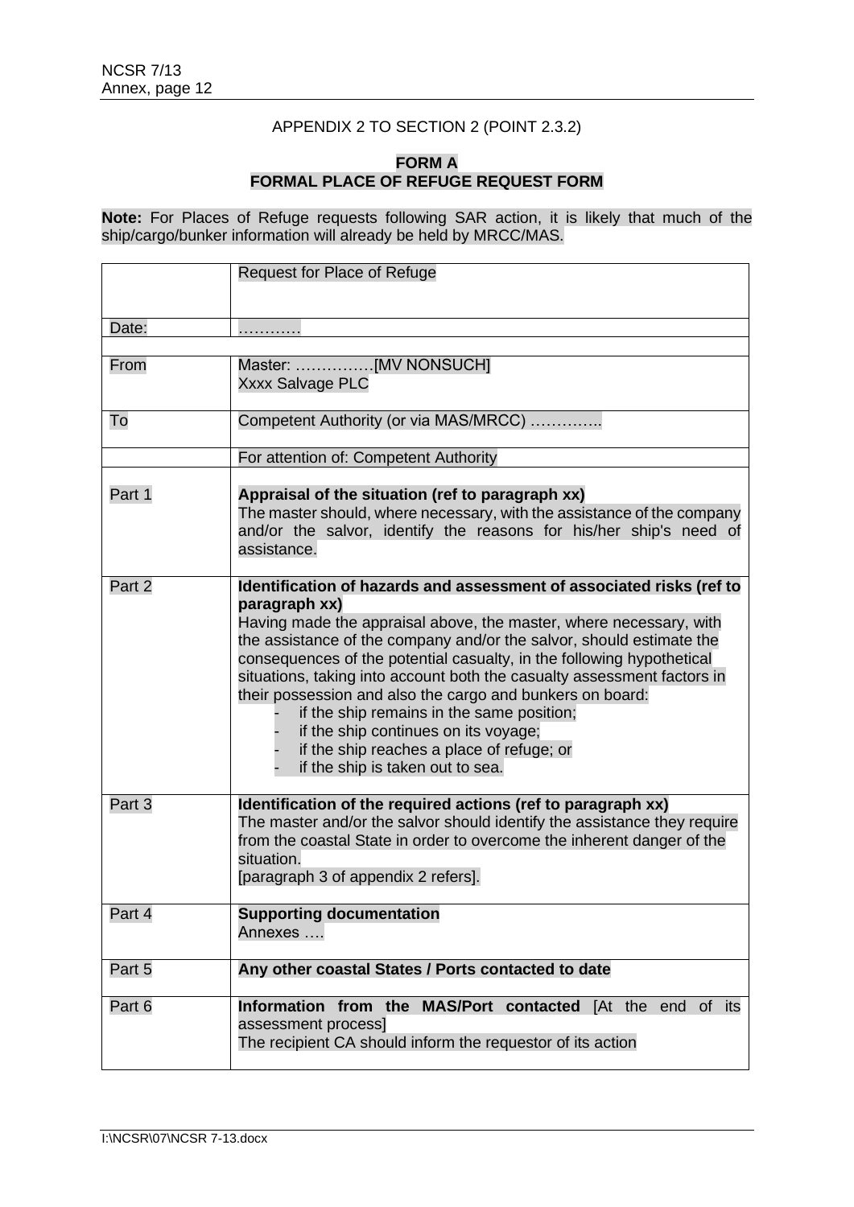APPENDIX 2 TO SECTION 2 (POINT 2.3.2)

**FORM A**
**FORMAL PLACE OF REFUGE REQUEST FORM**

**Note:** For Places of Refuge requests following SAR action, it is likely that much of the ship/cargo/bunker information will already be held by MRCC/MAS.

| | Request for Place of Refuge |
|---|---|
| Date: | ………… |
| | |
| From | Master: ……………[MV NONSUCH]<br>Xxxx Salvage PLC |
| To | Competent Authority (or via MAS/MRCC) ………….. |
| | For attention of: Competent Authority |
| Part 1 | **Appraisal of the situation (ref to paragraph xx)**<br>The master should, where necessary, with the assistance of the company and/or the salvor, identify the reasons for his/her ship's need of assistance. |
| Part 2 | **Identification of hazards and assessment of associated risks (ref to paragraph xx)**<br>Having made the appraisal above, the master, where necessary, with the assistance of the company and/or the salvor, should estimate the consequences of the potential casualty, in the following hypothetical situations, taking into account both the casualty assessment factors in their possession and also the cargo and bunkers on board:<br>- if the ship remains in the same position;<br>- if the ship continues on its voyage;<br>- if the ship reaches a place of refuge; or<br>- if the ship is taken out to sea. |
| Part 3 | **Identification of the required actions (ref to paragraph xx)**<br>The master and/or the salvor should identify the assistance they require from the coastal State in order to overcome the inherent danger of the situation.<br>[paragraph 3 of appendix 2 refers]. |
| Part 4 | **Supporting documentation**<br>Annexes …. |
| Part 5 | **Any other coastal States / Ports contacted to date** |
| Part 6 | **Information from the MAS/Port contacted** [At the end of its assessment process]<br>The recipient CA should inform the requestor of its action |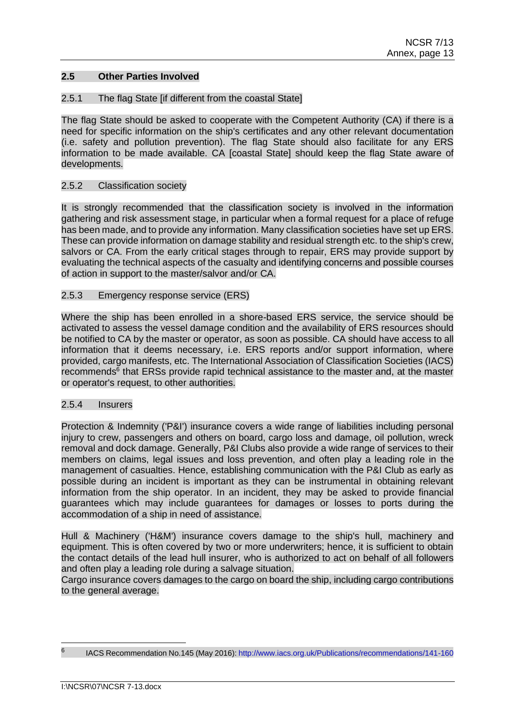## 2.5 Other Parties Involved

### 2.5.1 The flag State [if different from the coastal State]

The flag State should be asked to cooperate with the Competent Authority (CA) if there is a need for specific information on the ship's certificates and any other relevant documentation (i.e. safety and pollution prevention). The flag State should also facilitate for any ERS information to be made available. CA [coastal State] should keep the flag State aware of developments.

### 2.5.2 Classification society

It is strongly recommended that the classification society is involved in the information gathering and risk assessment stage, in particular when a formal request for a place of refuge has been made, and to provide any information. Many classification societies have set up ERS. These can provide information on damage stability and residual strength etc. to the ship's crew, salvors or CA. From the early critical stages through to repair, ERS may provide support by evaluating the technical aspects of the casualty and identifying concerns and possible courses of action in support to the master/salvor and/or CA.

### 2.5.3 Emergency response service (ERS)

Where the ship has been enrolled in a shore-based ERS service, the service should be activated to assess the vessel damage condition and the availability of ERS resources should be notified to CA by the master or operator, as soon as possible. CA should have access to all information that it deems necessary, i.e. ERS reports and/or support information, where provided, cargo manifests, etc. The International Association of Classification Societies (IACS) recommends[6] that ERSs provide rapid technical assistance to the master and, at the master or operator's request, to other authorities.

### 2.5.4 Insurers

Protection & Indemnity ('P&I') insurance covers a wide range of liabilities including personal injury to crew, passengers and others on board, cargo loss and damage, oil pollution, wreck removal and dock damage. Generally, P&I Clubs also provide a wide range of services to their members on claims, legal issues and loss prevention, and often play a leading role in the management of casualties. Hence, establishing communication with the P&I Club as early as possible during an incident is important as they can be instrumental in obtaining relevant information from the ship operator. In an incident, they may be asked to provide financial guarantees which may include guarantees for damages or losses to ports during the accommodation of a ship in need of assistance.

Hull & Machinery ('H&M') insurance covers damage to the ship's hull, machinery and equipment. This is often covered by two or more underwriters; hence, it is sufficient to obtain the contact details of the lead hull insurer, who is authorized to act on behalf of all followers and often play a leading role during a salvage situation.
Cargo insurance covers damages to the cargo on board the ship, including cargo contributions to the general average.

---

[6] IACS Recommendation No.145 (May 2016): http://www.iacs.org.uk/Publications/recommendations/141-160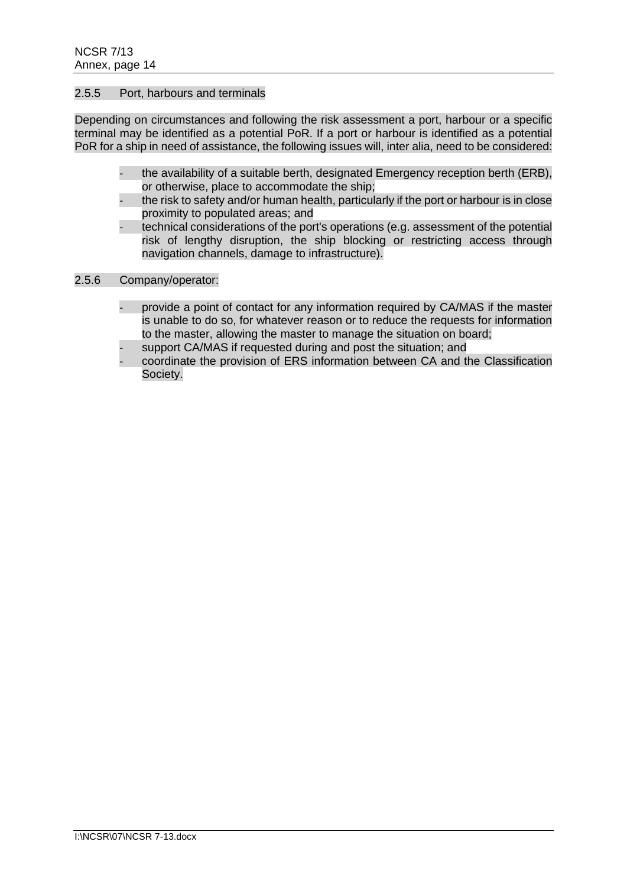### 2.5.5 Port, harbours and terminals

Depending on circumstances and following the risk assessment a port, harbour or a specific terminal may be identified as a potential PoR. If a port or harbour is identified as a potential PoR for a ship in need of assistance, the following issues will, inter alia, need to be considered:

- the availability of a suitable berth, designated Emergency reception berth (ERB), or otherwise, place to accommodate the ship;
- the risk to safety and/or human health, particularly if the port or harbour is in close proximity to populated areas; and
- technical considerations of the port's operations (e.g. assessment of the potential risk of lengthy disruption, the ship blocking or restricting access through navigation channels, damage to infrastructure).

### 2.5.6 Company/operator:

- provide a point of contact for any information required by CA/MAS if the master is unable to do so, for whatever reason or to reduce the requests for information to the master, allowing the master to manage the situation on board;
- support CA/MAS if requested during and post the situation; and
- coordinate the provision of ERS information between CA and the Classification Society.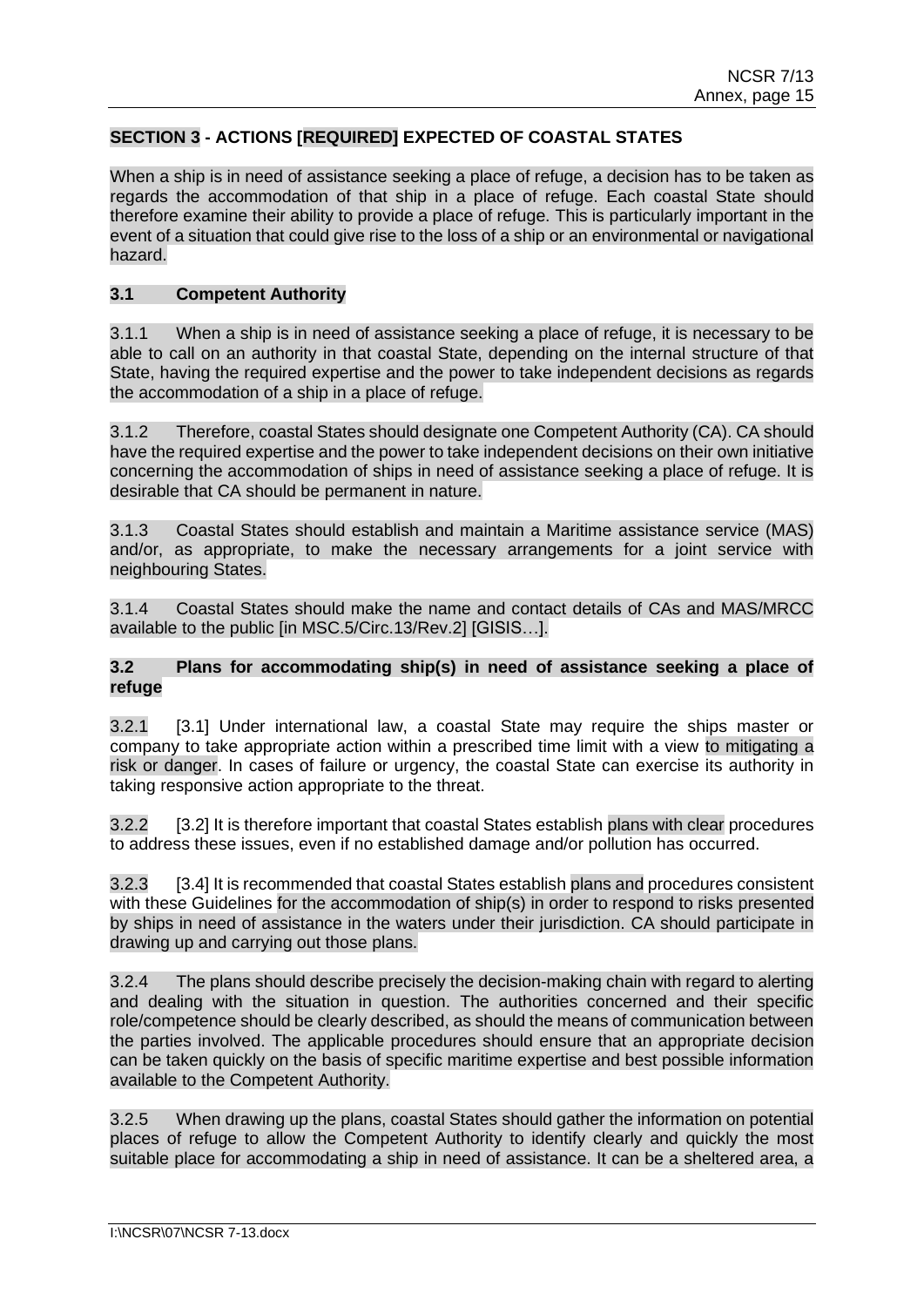**SECTION 3 - ACTIONS [REQUIRED] EXPECTED OF COASTAL STATES**

When a ship is in need of assistance seeking a place of refuge, a decision has to be taken as regards the accommodation of that ship in a place of refuge. Each coastal State should therefore examine their ability to provide a place of refuge. This is particularly important in the event of a situation that could give rise to the loss of a ship or an environmental or navigational hazard.

**3.1 Competent Authority**

3.1.1 When a ship is in need of assistance seeking a place of refuge, it is necessary to be able to call on an authority in that coastal State, depending on the internal structure of that State, having the required expertise and the power to take independent decisions as regards the accommodation of a ship in a place of refuge.

3.1.2 Therefore, coastal States should designate one Competent Authority (CA). CA should have the required expertise and the power to take independent decisions on their own initiative concerning the accommodation of ships in need of assistance seeking a place of refuge. It is desirable that CA should be permanent in nature.

3.1.3 Coastal States should establish and maintain a Maritime assistance service (MAS) and/or, as appropriate, to make the necessary arrangements for a joint service with neighbouring States.

3.1.4 Coastal States should make the name and contact details of CAs and MAS/MRCC available to the public [in MSC.5/Circ.13/Rev.2] [GISIS…].

**3.2 Plans for accommodating ship(s) in need of assistance seeking a place of refuge**

3.2.1 [3.1] Under international law, a coastal State may require the ships master or company to take appropriate action within a prescribed time limit with a view to mitigating a risk or danger. In cases of failure or urgency, the coastal State can exercise its authority in taking responsive action appropriate to the threat.

3.2.2 [3.2] It is therefore important that coastal States establish plans with clear procedures to address these issues, even if no established damage and/or pollution has occurred.

3.2.3 [3.4] It is recommended that coastal States establish plans and procedures consistent with these Guidelines for the accommodation of ship(s) in order to respond to risks presented by ships in need of assistance in the waters under their jurisdiction. CA should participate in drawing up and carrying out those plans.

3.2.4 The plans should describe precisely the decision-making chain with regard to alerting and dealing with the situation in question. The authorities concerned and their specific role/competence should be clearly described, as should the means of communication between the parties involved. The applicable procedures should ensure that an appropriate decision can be taken quickly on the basis of specific maritime expertise and best possible information available to the Competent Authority.

3.2.5 When drawing up the plans, coastal States should gather the information on potential places of refuge to allow the Competent Authority to identify clearly and quickly the most suitable place for accommodating a ship in need of assistance. It can be a sheltered area, a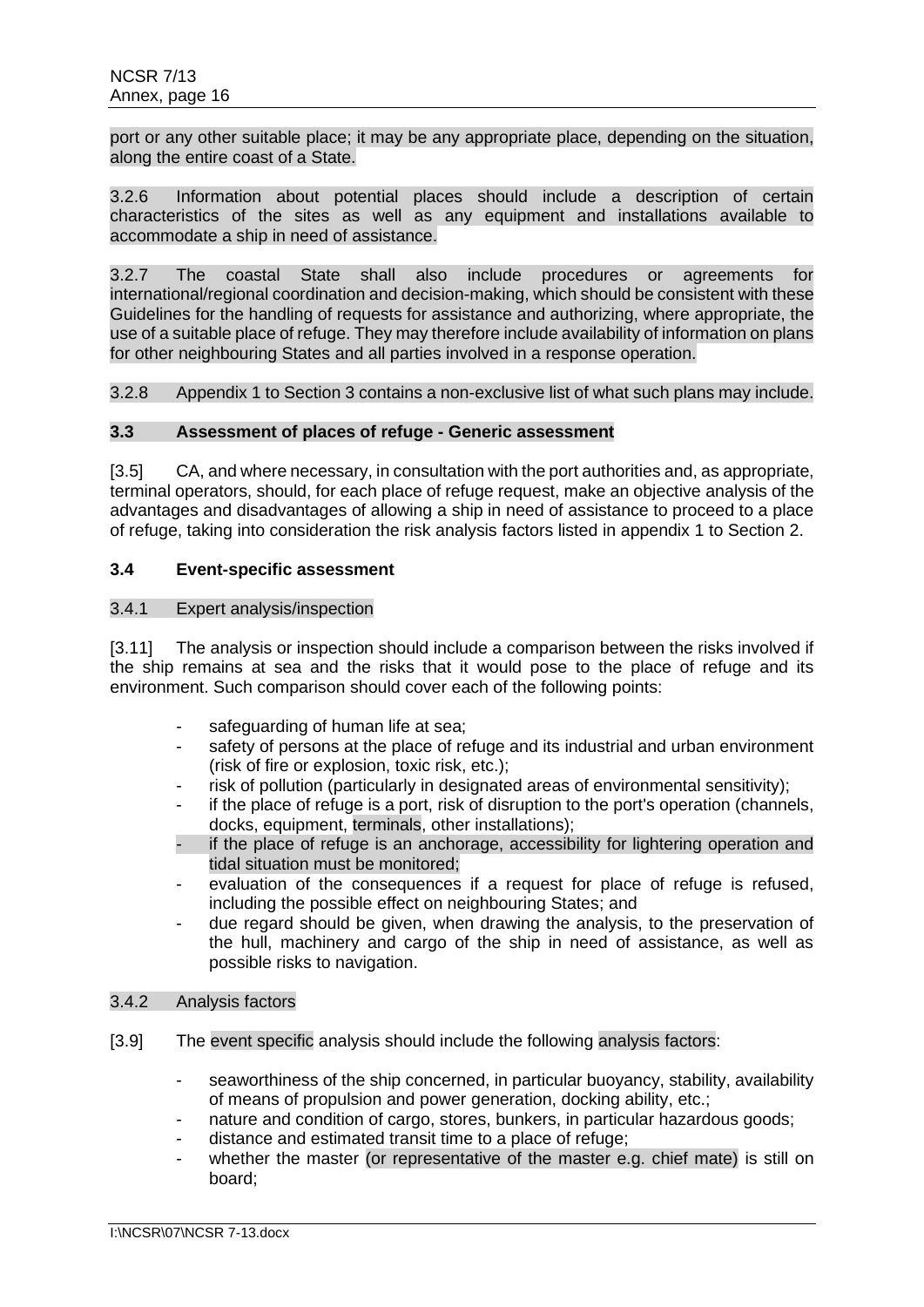port or any other suitable place; it may be any appropriate place, depending on the situation, along the entire coast of a State.

3.2.6 Information about potential places should include a description of certain characteristics of the sites as well as any equipment and installations available to accommodate a ship in need of assistance.

3.2.7 The coastal State shall also include procedures or agreements for international/regional coordination and decision-making, which should be consistent with these Guidelines for the handling of requests for assistance and authorizing, where appropriate, the use of a suitable place of refuge. They may therefore include availability of information on plans for other neighbouring States and all parties involved in a response operation.

3.2.8 Appendix 1 to Section 3 contains a non-exclusive list of what such plans may include.

### 3.3 Assessment of places of refuge - Generic assessment

[3.5] CA, and where necessary, in consultation with the port authorities and, as appropriate, terminal operators, should, for each place of refuge request, make an objective analysis of the advantages and disadvantages of allowing a ship in need of assistance to proceed to a place of refuge, taking into consideration the risk analysis factors listed in appendix 1 to Section 2.

### 3.4 Event-specific assessment

3.4.1 Expert analysis/inspection

[3.11] The analysis or inspection should include a comparison between the risks involved if the ship remains at sea and the risks that it would pose to the place of refuge and its environment. Such comparison should cover each of the following points:

- safeguarding of human life at sea;
- safety of persons at the place of refuge and its industrial and urban environment (risk of fire or explosion, toxic risk, etc.);
- risk of pollution (particularly in designated areas of environmental sensitivity);
- if the place of refuge is a port, risk of disruption to the port's operation (channels, docks, equipment, terminals, other installations);
- if the place of refuge is an anchorage, accessibility for lightering operation and tidal situation must be monitored;
- evaluation of the consequences if a request for place of refuge is refused, including the possible effect on neighbouring States; and
- due regard should be given, when drawing the analysis, to the preservation of the hull, machinery and cargo of the ship in need of assistance, as well as possible risks to navigation.

3.4.2 Analysis factors

[3.9] The event specific analysis should include the following analysis factors:

- seaworthiness of the ship concerned, in particular buoyancy, stability, availability of means of propulsion and power generation, docking ability, etc.;
- nature and condition of cargo, stores, bunkers, in particular hazardous goods;
- distance and estimated transit time to a place of refuge;
- whether the master (or representative of the master e.g. chief mate) is still on board;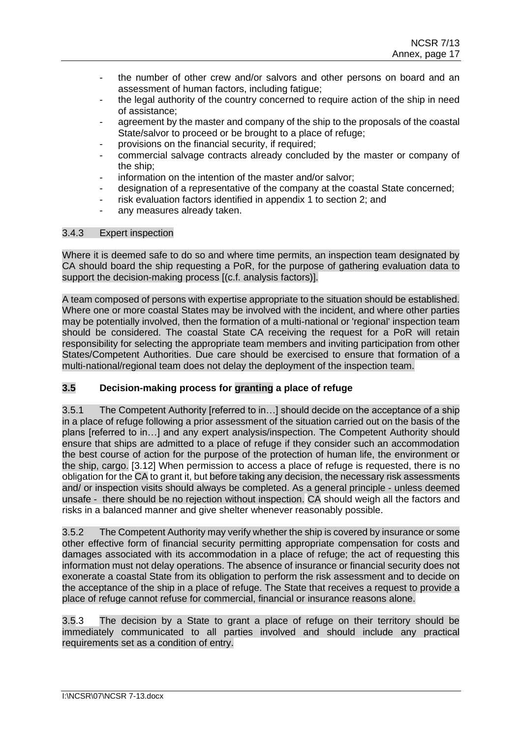- the number of other crew and/or salvors and other persons on board and an assessment of human factors, including fatigue;
- the legal authority of the country concerned to require action of the ship in need of assistance;
- agreement by the master and company of the ship to the proposals of the coastal State/salvor to proceed or be brought to a place of refuge;
- provisions on the financial security, if required;
- commercial salvage contracts already concluded by the master or company of the ship;
- information on the intention of the master and/or salvor;
- designation of a representative of the company at the coastal State concerned;
- risk evaluation factors identified in appendix 1 to section 2; and
- any measures already taken.

3.4.3 Expert inspection

Where it is deemed safe to do so and where time permits, an inspection team designated by CA should board the ship requesting a PoR, for the purpose of gathering evaluation data to support the decision-making process [(c.f. analysis factors)].

A team composed of persons with expertise appropriate to the situation should be established. Where one or more coastal States may be involved with the incident, and where other parties may be potentially involved, then the formation of a multi-national or 'regional' inspection team should be considered. The coastal State CA receiving the request for a PoR will retain responsibility for selecting the appropriate team members and inviting participation from other States/Competent Authorities. Due care should be exercised to ensure that formation of a multi-national/regional team does not delay the deployment of the inspection team.

### 3.5 Decision-making process for granting a place of refuge

3.5.1 The Competent Authority [referred to in…] should decide on the acceptance of a ship in a place of refuge following a prior assessment of the situation carried out on the basis of the plans [referred to in…] and any expert analysis/inspection. The Competent Authority should ensure that ships are admitted to a place of refuge if they consider such an accommodation the best course of action for the purpose of the protection of human life, the environment or the ship, cargo. [3.12] When permission to access a place of refuge is requested, there is no obligation for the CA to grant it, but before taking any decision, the necessary risk assessments and/ or inspection visits should always be completed. As a general principle - unless deemed unsafe - there should be no rejection without inspection. CA should weigh all the factors and risks in a balanced manner and give shelter whenever reasonably possible.

3.5.2 The Competent Authority may verify whether the ship is covered by insurance or some other effective form of financial security permitting appropriate compensation for costs and damages associated with its accommodation in a place of refuge; the act of requesting this information must not delay operations. The absence of insurance or financial security does not exonerate a coastal State from its obligation to perform the risk assessment and to decide on the acceptance of the ship in a place of refuge. The State that receives a request to provide a place of refuge cannot refuse for commercial, financial or insurance reasons alone.

3.5.3 The decision by a State to grant a place of refuge on their territory should be immediately communicated to all parties involved and should include any practical requirements set as a condition of entry.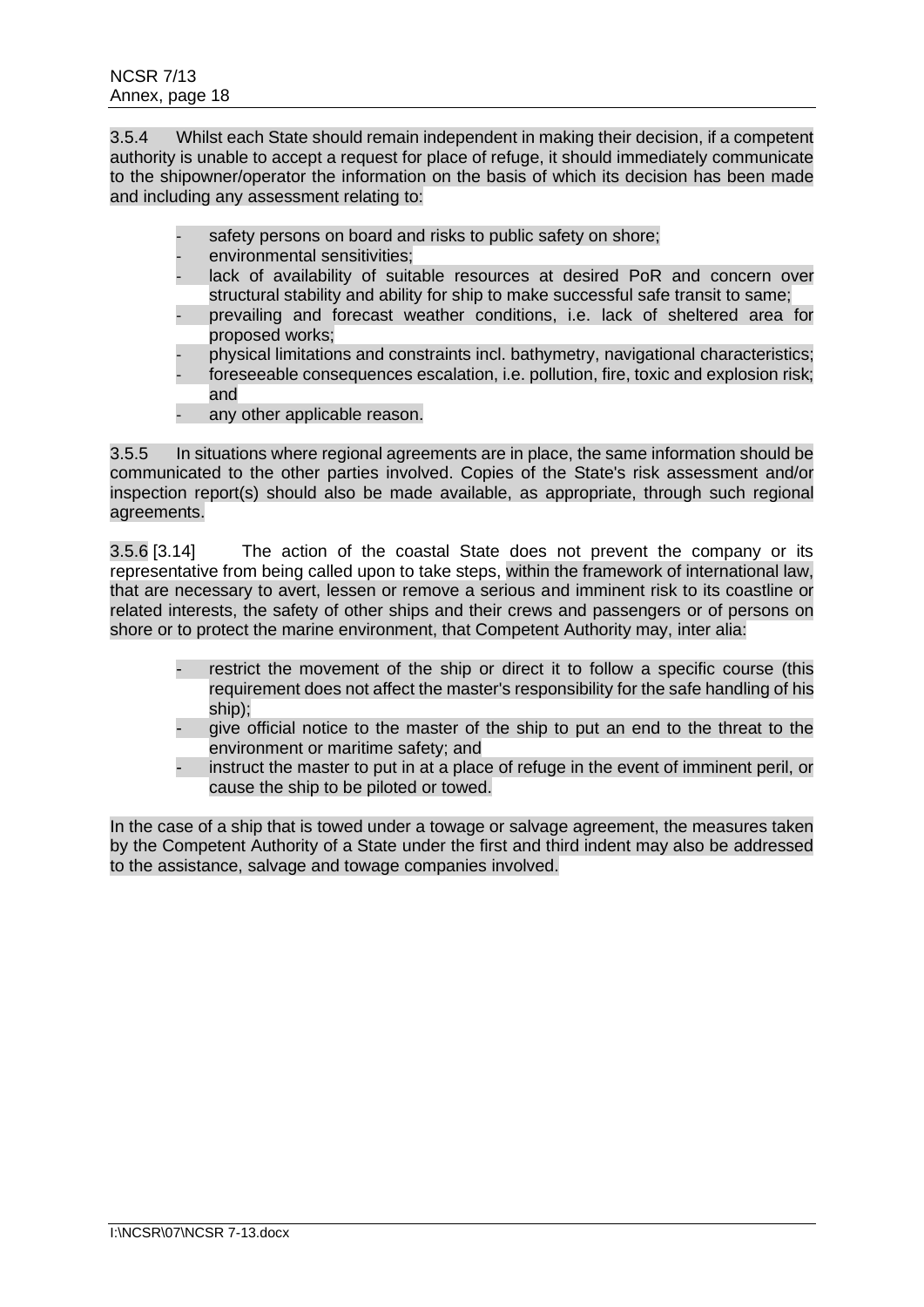3.5.4 Whilst each State should remain independent in making their decision, if a competent authority is unable to accept a request for place of refuge, it should immediately communicate to the shipowner/operator the information on the basis of which its decision has been made and including any assessment relating to:

- safety persons on board and risks to public safety on shore;
- environmental sensitivities;
- lack of availability of suitable resources at desired PoR and concern over structural stability and ability for ship to make successful safe transit to same;
- prevailing and forecast weather conditions, i.e. lack of sheltered area for proposed works;
- physical limitations and constraints incl. bathymetry, navigational characteristics;
- foreseeable consequences escalation, i.e. pollution, fire, toxic and explosion risk; and
- any other applicable reason.

3.5.5 In situations where regional agreements are in place, the same information should be communicated to the other parties involved. Copies of the State's risk assessment and/or inspection report(s) should also be made available, as appropriate, through such regional agreements.

3.5.6 [3.14] The action of the coastal State does not prevent the company or its representative from being called upon to take steps, within the framework of international law, that are necessary to avert, lessen or remove a serious and imminent risk to its coastline or related interests, the safety of other ships and their crews and passengers or of persons on shore or to protect the marine environment, that Competent Authority may, inter alia:

- restrict the movement of the ship or direct it to follow a specific course (this requirement does not affect the master's responsibility for the safe handling of his ship);
- give official notice to the master of the ship to put an end to the threat to the environment or maritime safety; and
- instruct the master to put in at a place of refuge in the event of imminent peril, or cause the ship to be piloted or towed.

In the case of a ship that is towed under a towage or salvage agreement, the measures taken by the Competent Authority of a State under the first and third indent may also be addressed to the assistance, salvage and towage companies involved.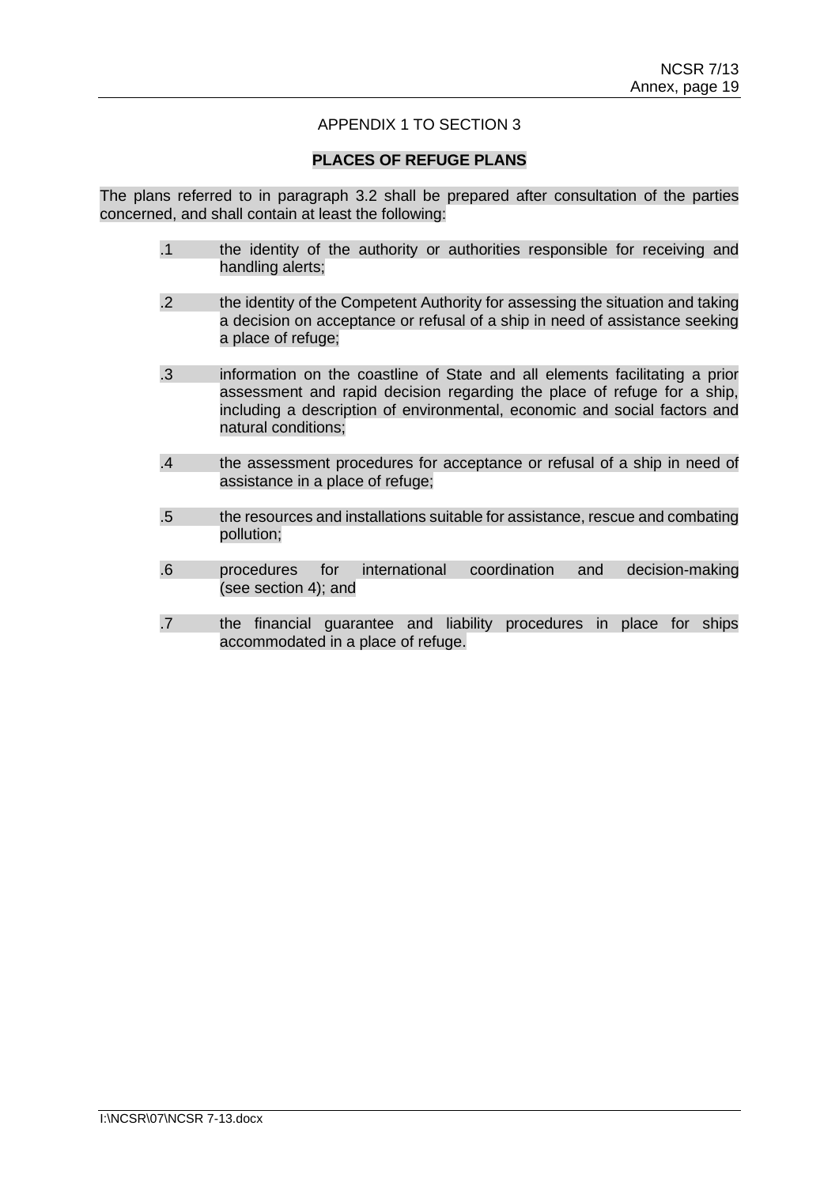APPENDIX 1 TO SECTION 3

**PLACES OF REFUGE PLANS**

The plans referred to in paragraph 3.2 shall be prepared after consultation of the parties concerned, and shall contain at least the following:

.1 the identity of the authority or authorities responsible for receiving and handling alerts;

.2 the identity of the Competent Authority for assessing the situation and taking a decision on acceptance or refusal of a ship in need of assistance seeking a place of refuge;

.3 information on the coastline of State and all elements facilitating a prior assessment and rapid decision regarding the place of refuge for a ship, including a description of environmental, economic and social factors and natural conditions;

.4 the assessment procedures for acceptance or refusal of a ship in need of assistance in a place of refuge;

.5 the resources and installations suitable for assistance, rescue and combating pollution;

.6 procedures for international coordination and decision-making (see section 4); and

.7 the financial guarantee and liability procedures in place for ships accommodated in a place of refuge.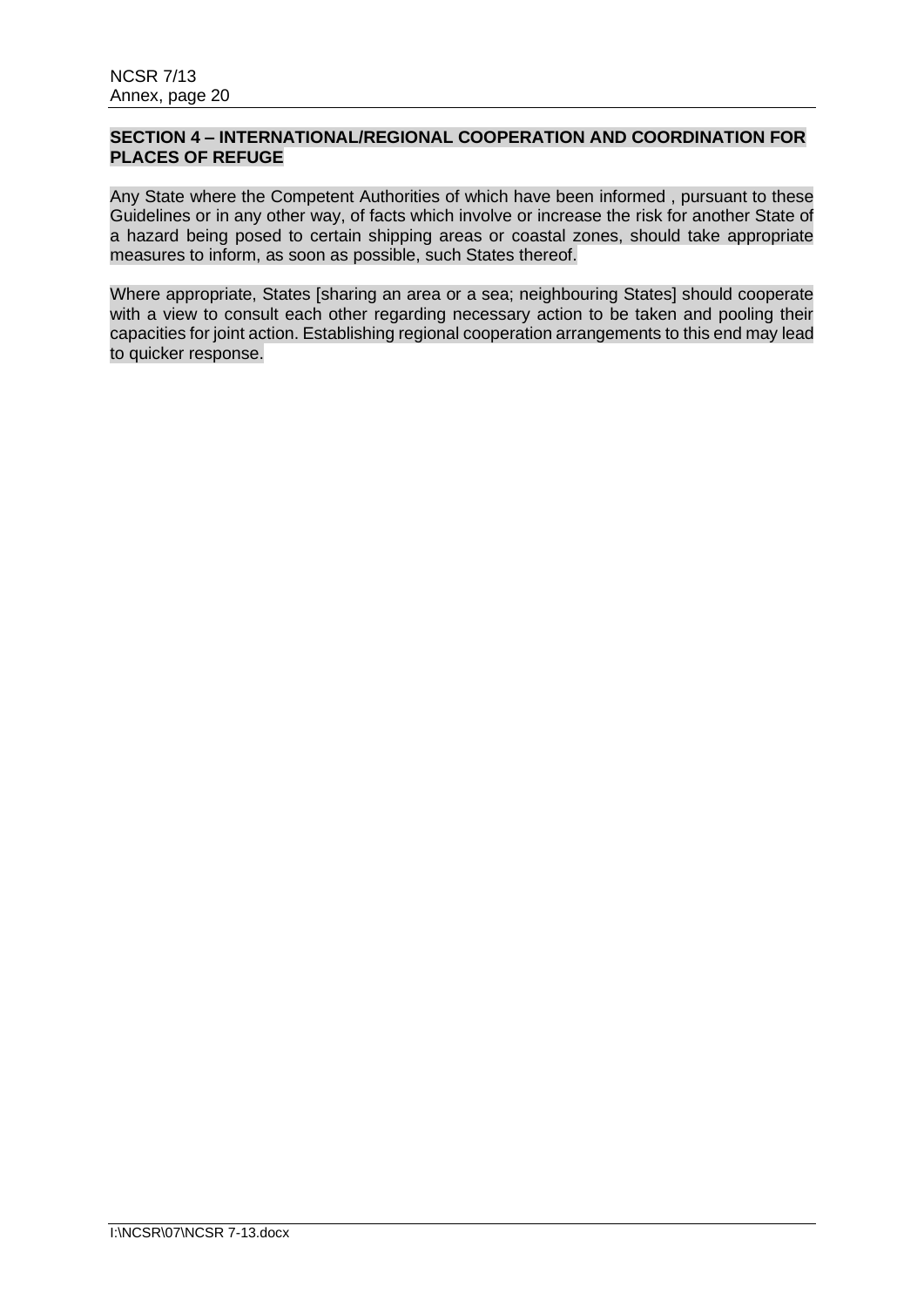**SECTION 4 – INTERNATIONAL/REGIONAL COOPERATION AND COORDINATION FOR PLACES OF REFUGE**

Any State where the Competent Authorities of which have been informed , pursuant to these Guidelines or in any other way, of facts which involve or increase the risk for another State of a hazard being posed to certain shipping areas or coastal zones, should take appropriate measures to inform, as soon as possible, such States thereof.

Where appropriate, States [sharing an area or a sea; neighbouring States] should cooperate with a view to consult each other regarding necessary action to be taken and pooling their capacities for joint action. Establishing regional cooperation arrangements to this end may lead to quicker response.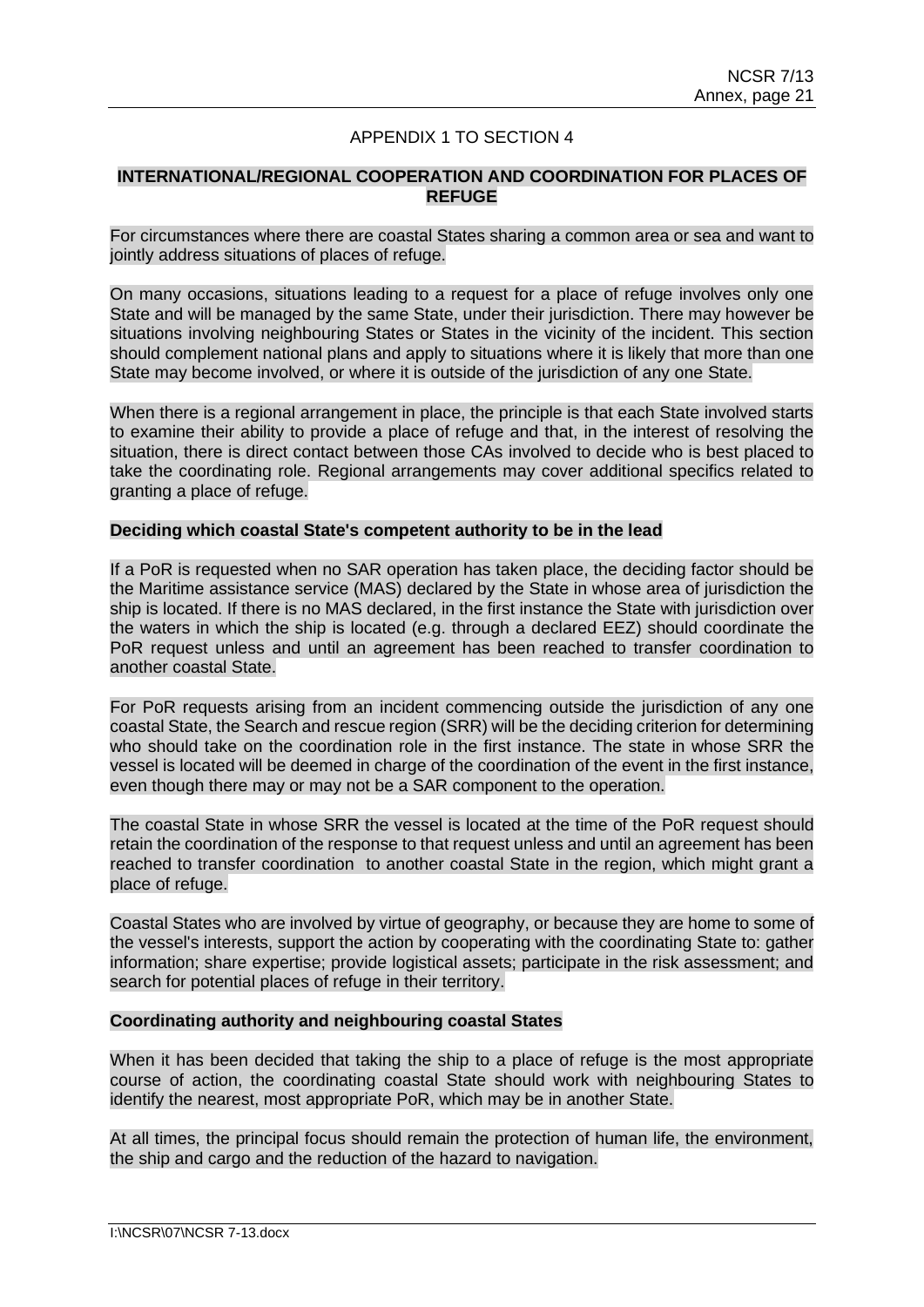## APPENDIX 1 TO SECTION 4

**INTERNATIONAL/REGIONAL COOPERATION AND COORDINATION FOR PLACES OF REFUGE**

For circumstances where there are coastal States sharing a common area or sea and want to jointly address situations of places of refuge.

On many occasions, situations leading to a request for a place of refuge involves only one State and will be managed by the same State, under their jurisdiction. There may however be situations involving neighbouring States or States in the vicinity of the incident. This section should complement national plans and apply to situations where it is likely that more than one State may become involved, or where it is outside of the jurisdiction of any one State.

When there is a regional arrangement in place, the principle is that each State involved starts to examine their ability to provide a place of refuge and that, in the interest of resolving the situation, there is direct contact between those CAs involved to decide who is best placed to take the coordinating role. Regional arrangements may cover additional specifics related to granting a place of refuge.

**Deciding which coastal State's competent authority to be in the lead**

If a PoR is requested when no SAR operation has taken place, the deciding factor should be the Maritime assistance service (MAS) declared by the State in whose area of jurisdiction the ship is located. If there is no MAS declared, in the first instance the State with jurisdiction over the waters in which the ship is located (e.g. through a declared EEZ) should coordinate the PoR request unless and until an agreement has been reached to transfer coordination to another coastal State.

For PoR requests arising from an incident commencing outside the jurisdiction of any one coastal State, the Search and rescue region (SRR) will be the deciding criterion for determining who should take on the coordination role in the first instance. The state in whose SRR the vessel is located will be deemed in charge of the coordination of the event in the first instance, even though there may or may not be a SAR component to the operation.

The coastal State in whose SRR the vessel is located at the time of the PoR request should retain the coordination of the response to that request unless and until an agreement has been reached to transfer coordination to another coastal State in the region, which might grant a place of refuge.

Coastal States who are involved by virtue of geography, or because they are home to some of the vessel's interests, support the action by cooperating with the coordinating State to: gather information; share expertise; provide logistical assets; participate in the risk assessment; and search for potential places of refuge in their territory.

**Coordinating authority and neighbouring coastal States**

When it has been decided that taking the ship to a place of refuge is the most appropriate course of action, the coordinating coastal State should work with neighbouring States to identify the nearest, most appropriate PoR, which may be in another State.

At all times, the principal focus should remain the protection of human life, the environment, the ship and cargo and the reduction of the hazard to navigation.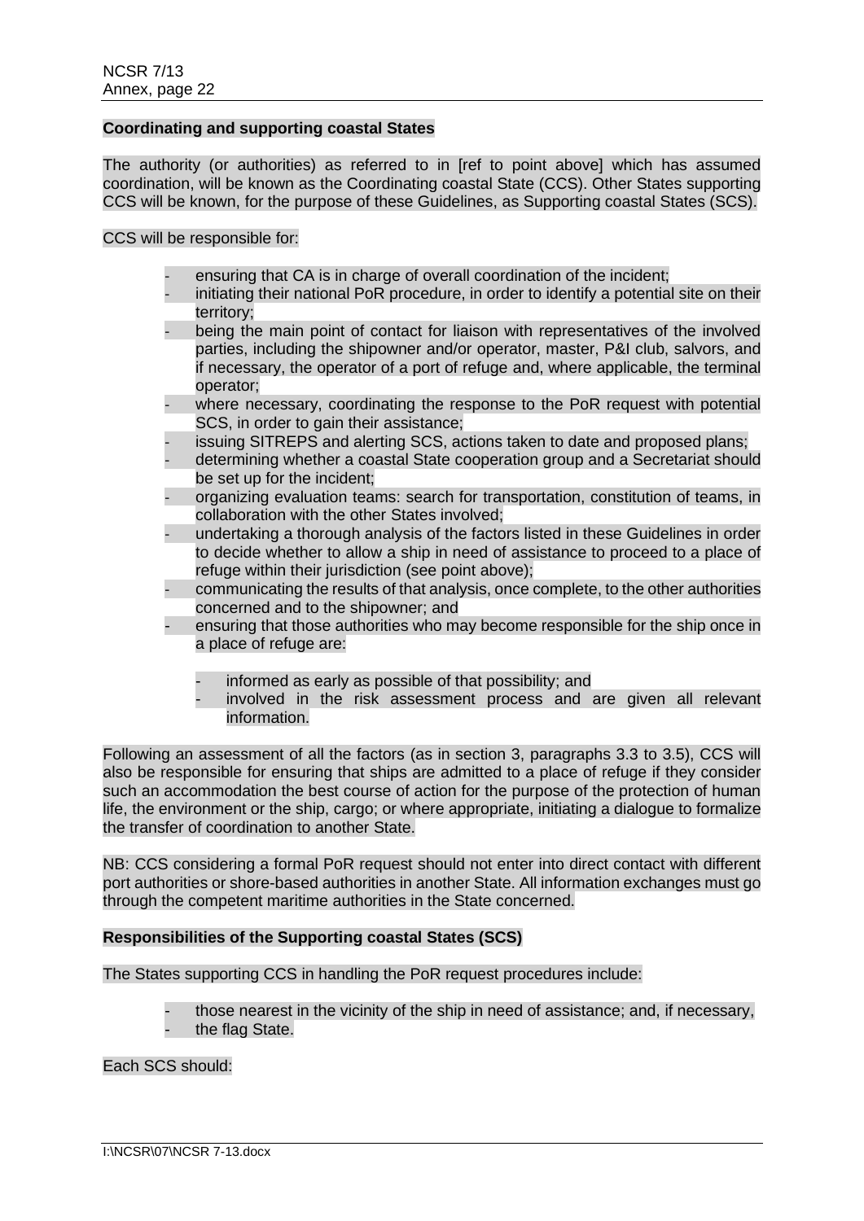**Coordinating and supporting coastal States**

The authority (or authorities) as referred to in [ref to point above] which has assumed coordination, will be known as the Coordinating coastal State (CCS). Other States supporting CCS will be known, for the purpose of these Guidelines, as Supporting coastal States (SCS).

CCS will be responsible for:

- ensuring that CA is in charge of overall coordination of the incident;
- initiating their national PoR procedure, in order to identify a potential site on their territory;
- being the main point of contact for liaison with representatives of the involved parties, including the shipowner and/or operator, master, P&I club, salvors, and if necessary, the operator of a port of refuge and, where applicable, the terminal operator;
- where necessary, coordinating the response to the PoR request with potential SCS, in order to gain their assistance;
- issuing SITREPS and alerting SCS, actions taken to date and proposed plans;
- determining whether a coastal State cooperation group and a Secretariat should be set up for the incident;
- organizing evaluation teams: search for transportation, constitution of teams, in collaboration with the other States involved;
- undertaking a thorough analysis of the factors listed in these Guidelines in order to decide whether to allow a ship in need of assistance to proceed to a place of refuge within their jurisdiction (see point above);
- communicating the results of that analysis, once complete, to the other authorities concerned and to the shipowner; and
- ensuring that those authorities who may become responsible for the ship once in a place of refuge are:
  - informed as early as possible of that possibility; and
  - involved in the risk assessment process and are given all relevant information.

Following an assessment of all the factors (as in section 3, paragraphs 3.3 to 3.5), CCS will also be responsible for ensuring that ships are admitted to a place of refuge if they consider such an accommodation the best course of action for the purpose of the protection of human life, the environment or the ship, cargo; or where appropriate, initiating a dialogue to formalize the transfer of coordination to another State.

NB: CCS considering a formal PoR request should not enter into direct contact with different port authorities or shore-based authorities in another State. All information exchanges must go through the competent maritime authorities in the State concerned.

**Responsibilities of the Supporting coastal States (SCS)**

The States supporting CCS in handling the PoR request procedures include:

- those nearest in the vicinity of the ship in need of assistance; and, if necessary,
- the flag State.

Each SCS should: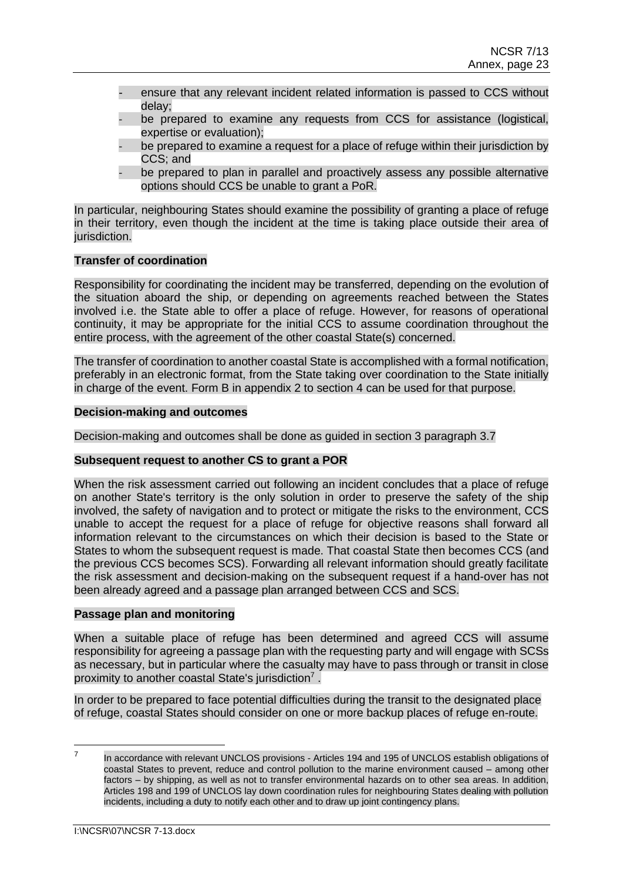- ensure that any relevant incident related information is passed to CCS without delay;
- be prepared to examine any requests from CCS for assistance (logistical, expertise or evaluation);
- be prepared to examine a request for a place of refuge within their jurisdiction by CCS; and
- be prepared to plan in parallel and proactively assess any possible alternative options should CCS be unable to grant a PoR.

In particular, neighbouring States should examine the possibility of granting a place of refuge in their territory, even though the incident at the time is taking place outside their area of jurisdiction.

**Transfer of coordination**

Responsibility for coordinating the incident may be transferred, depending on the evolution of the situation aboard the ship, or depending on agreements reached between the States involved i.e. the State able to offer a place of refuge. However, for reasons of operational continuity, it may be appropriate for the initial CCS to assume coordination throughout the entire process, with the agreement of the other coastal State(s) concerned.

The transfer of coordination to another coastal State is accomplished with a formal notification, preferably in an electronic format, from the State taking over coordination to the State initially in charge of the event. Form B in appendix 2 to section 4 can be used for that purpose.

**Decision-making and outcomes**

Decision-making and outcomes shall be done as guided in section 3 paragraph 3.7

**Subsequent request to another CS to grant a POR**

When the risk assessment carried out following an incident concludes that a place of refuge on another State's territory is the only solution in order to preserve the safety of the ship involved, the safety of navigation and to protect or mitigate the risks to the environment, CCS unable to accept the request for a place of refuge for objective reasons shall forward all information relevant to the circumstances on which their decision is based to the State or States to whom the subsequent request is made. That coastal State then becomes CCS (and the previous CCS becomes SCS). Forwarding all relevant information should greatly facilitate the risk assessment and decision-making on the subsequent request if a hand-over has not been already agreed and a passage plan arranged between CCS and SCS.

**Passage plan and monitoring**

When a suitable place of refuge has been determined and agreed CCS will assume responsibility for agreeing a passage plan with the requesting party and will engage with SCSs as necessary, but in particular where the casualty may have to pass through or transit in close proximity to another coastal State's jurisdiction[7] .

In order to be prepared to face potential difficulties during the transit to the designated place of refuge, coastal States should consider on one or more backup places of refuge en-route.

---

[7] In accordance with relevant UNCLOS provisions - Articles 194 and 195 of UNCLOS establish obligations of coastal States to prevent, reduce and control pollution to the marine environment caused – among other factors – by shipping, as well as not to transfer environmental hazards on to other sea areas. In addition, Articles 198 and 199 of UNCLOS lay down coordination rules for neighbouring States dealing with pollution incidents, including a duty to notify each other and to draw up joint contingency plans.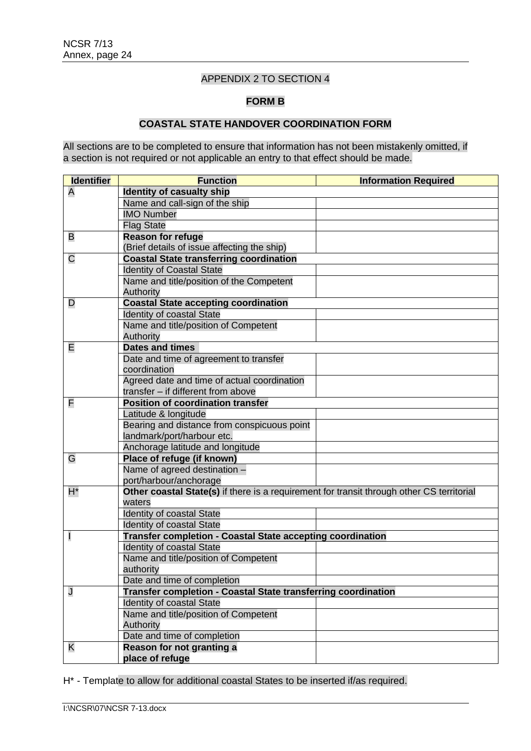APPENDIX 2 TO SECTION 4

**FORM B**

**COASTAL STATE HANDOVER COORDINATION FORM**

All sections are to be completed to ensure that information has not been mistakenly omitted, if a section is not required or not applicable an entry to that effect should be made.

| Identifier | Function | Information Required |
|---|---|---|
| A | **Identity of casualty ship** | |
| | Name and call-sign of the ship | |
| | IMO Number | |
| | Flag State | |
| B | **Reason for refuge** (Brief details of issue affecting the ship) | |
| C | **Coastal State transferring coordination** | |
| | Identity of Coastal State | |
| | Name and title/position of the Competent Authority | |
| D | **Coastal State accepting coordination** | |
| | Identity of coastal State | |
| | Name and title/position of Competent Authority | |
| E | **Dates and times** | |
| | Date and time of agreement to transfer coordination | |
| | Agreed date and time of actual coordination transfer – if different from above | |
| F | **Position of coordination transfer** | |
| | Latitude & longitude | |
| | Bearing and distance from conspicuous point landmark/port/harbour etc. | |
| | Anchorage latitude and longitude | |
| G | **Place of refuge (if known)** | |
| | Name of agreed destination – port/harbour/anchorage | |
| H* | **Other coastal State(s)** if there is a requirement for transit through other CS territorial waters | |
| | Identity of coastal State | |
| | Identity of coastal State | |
| I | **Transfer completion - Coastal State accepting coordination** | |
| | Identity of coastal State | |
| | Name and title/position of Competent authority | |
| | Date and time of completion | |
| J | **Transfer completion - Coastal State transferring coordination** | |
| | Identity of coastal State | |
| | Name and title/position of Competent Authority | |
| | Date and time of completion | |
| K | **Reason for not granting a place of refuge** | |

H* - Template to allow for additional coastal States to be inserted if/as required.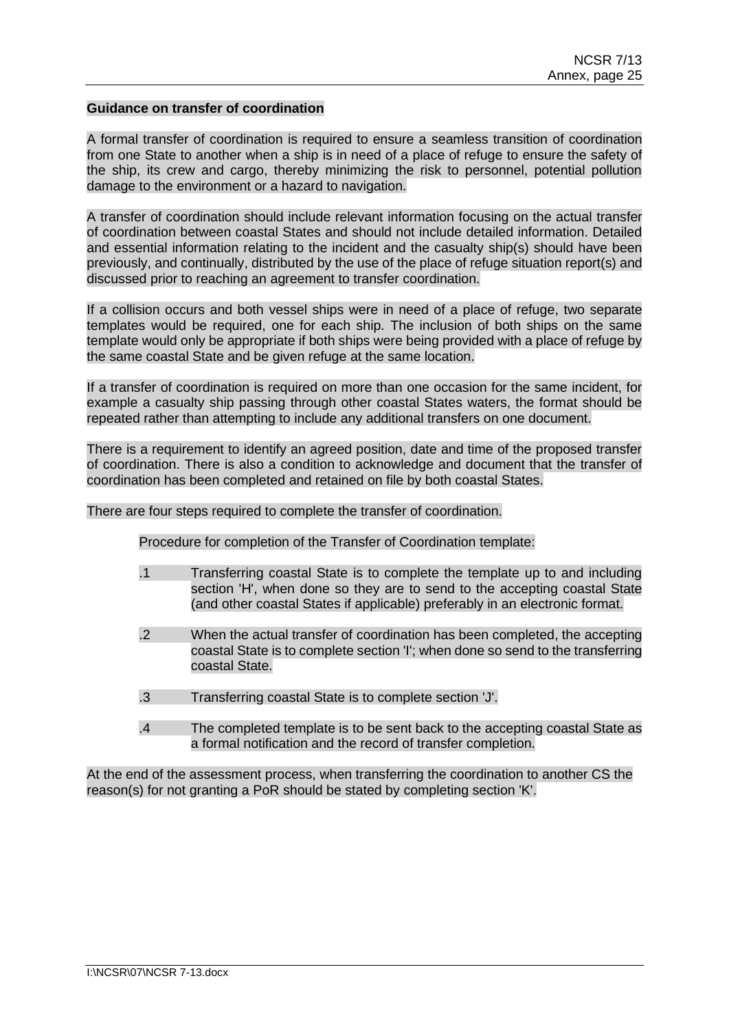**Guidance on transfer of coordination**

A formal transfer of coordination is required to ensure a seamless transition of coordination from one State to another when a ship is in need of a place of refuge to ensure the safety of the ship, its crew and cargo, thereby minimizing the risk to personnel, potential pollution damage to the environment or a hazard to navigation.

A transfer of coordination should include relevant information focusing on the actual transfer of coordination between coastal States and should not include detailed information. Detailed and essential information relating to the incident and the casualty ship(s) should have been previously, and continually, distributed by the use of the place of refuge situation report(s) and discussed prior to reaching an agreement to transfer coordination.

If a collision occurs and both vessel ships were in need of a place of refuge, two separate templates would be required, one for each ship. The inclusion of both ships on the same template would only be appropriate if both ships were being provided with a place of refuge by the same coastal State and be given refuge at the same location.

If a transfer of coordination is required on more than one occasion for the same incident, for example a casualty ship passing through other coastal States waters, the format should be repeated rather than attempting to include any additional transfers on one document.

There is a requirement to identify an agreed position, date and time of the proposed transfer of coordination. There is also a condition to acknowledge and document that the transfer of coordination has been completed and retained on file by both coastal States.

There are four steps required to complete the transfer of coordination.

Procedure for completion of the Transfer of Coordination template:

.1 Transferring coastal State is to complete the template up to and including section 'H', when done so they are to send to the accepting coastal State (and other coastal States if applicable) preferably in an electronic format.

.2 When the actual transfer of coordination has been completed, the accepting coastal State is to complete section 'I'; when done so send to the transferring coastal State.

.3 Transferring coastal State is to complete section 'J'.

.4 The completed template is to be sent back to the accepting coastal State as a formal notification and the record of transfer completion.

At the end of the assessment process, when transferring the coordination to another CS the reason(s) for not granting a PoR should be stated by completing section 'K'.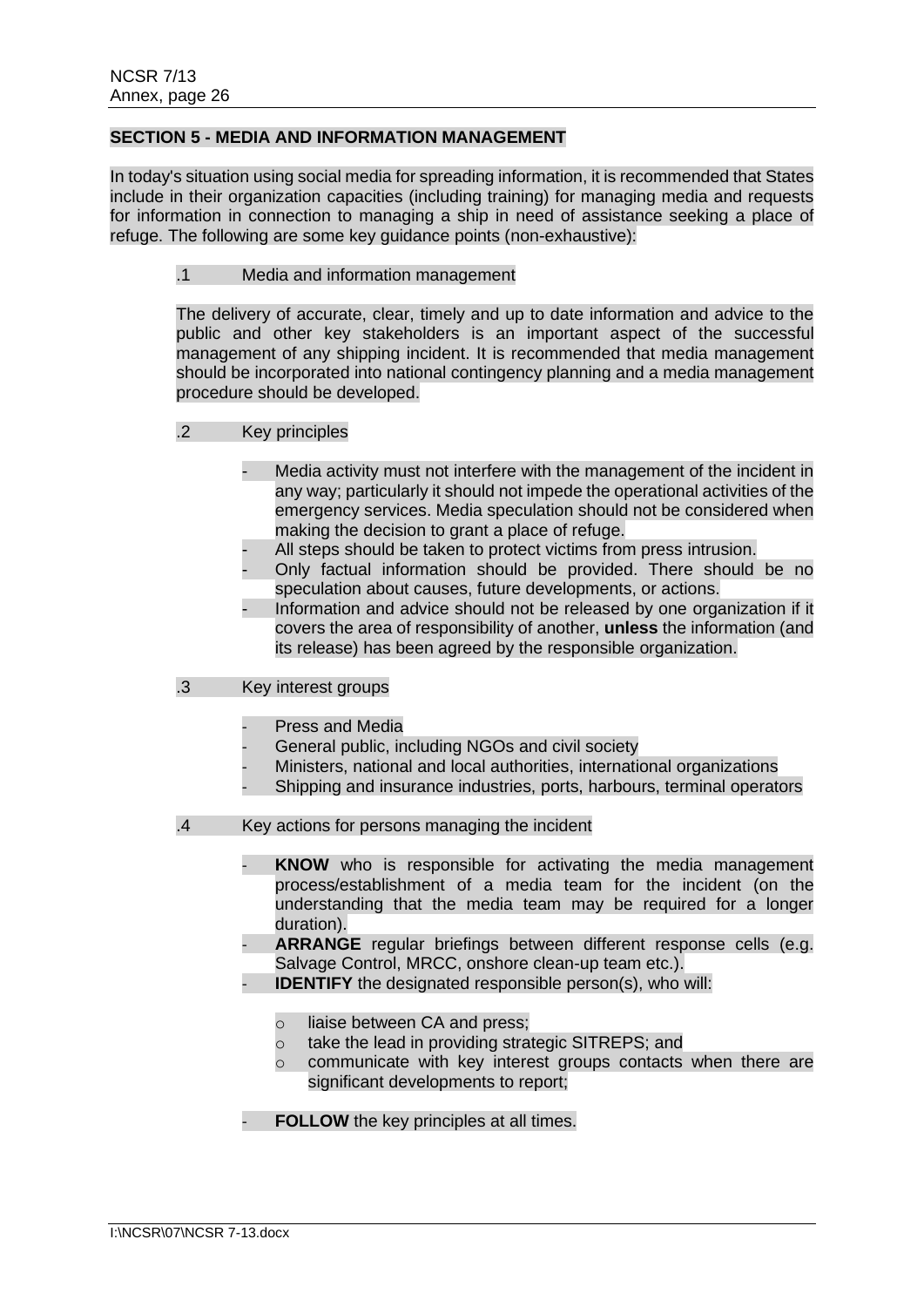## SECTION 5 - MEDIA AND INFORMATION MANAGEMENT

In today's situation using social media for spreading information, it is recommended that States include in their organization capacities (including training) for managing media and requests for information in connection to managing a ship in need of assistance seeking a place of refuge. The following are some key guidance points (non-exhaustive):

.1 Media and information management

The delivery of accurate, clear, timely and up to date information and advice to the public and other key stakeholders is an important aspect of the successful management of any shipping incident. It is recommended that media management should be incorporated into national contingency planning and a media management procedure should be developed.

.2 Key principles

- Media activity must not interfere with the management of the incident in any way; particularly it should not impede the operational activities of the emergency services. Media speculation should not be considered when making the decision to grant a place of refuge.
- All steps should be taken to protect victims from press intrusion.
- Only factual information should be provided. There should be no speculation about causes, future developments, or actions.
- Information and advice should not be released by one organization if it covers the area of responsibility of another, **unless** the information (and its release) has been agreed by the responsible organization.

.3 Key interest groups

- Press and Media
- General public, including NGOs and civil society
- Ministers, national and local authorities, international organizations
- Shipping and insurance industries, ports, harbours, terminal operators

.4 Key actions for persons managing the incident

- **KNOW** who is responsible for activating the media management process/establishment of a media team for the incident (on the understanding that the media team may be required for a longer duration).
- **ARRANGE** regular briefings between different response cells (e.g. Salvage Control, MRCC, onshore clean-up team etc.).
- **IDENTIFY** the designated responsible person(s), who will:
  - liaise between CA and press;
  - take the lead in providing strategic SITREPS; and
  - communicate with key interest groups contacts when there are significant developments to report;
- **FOLLOW** the key principles at all times.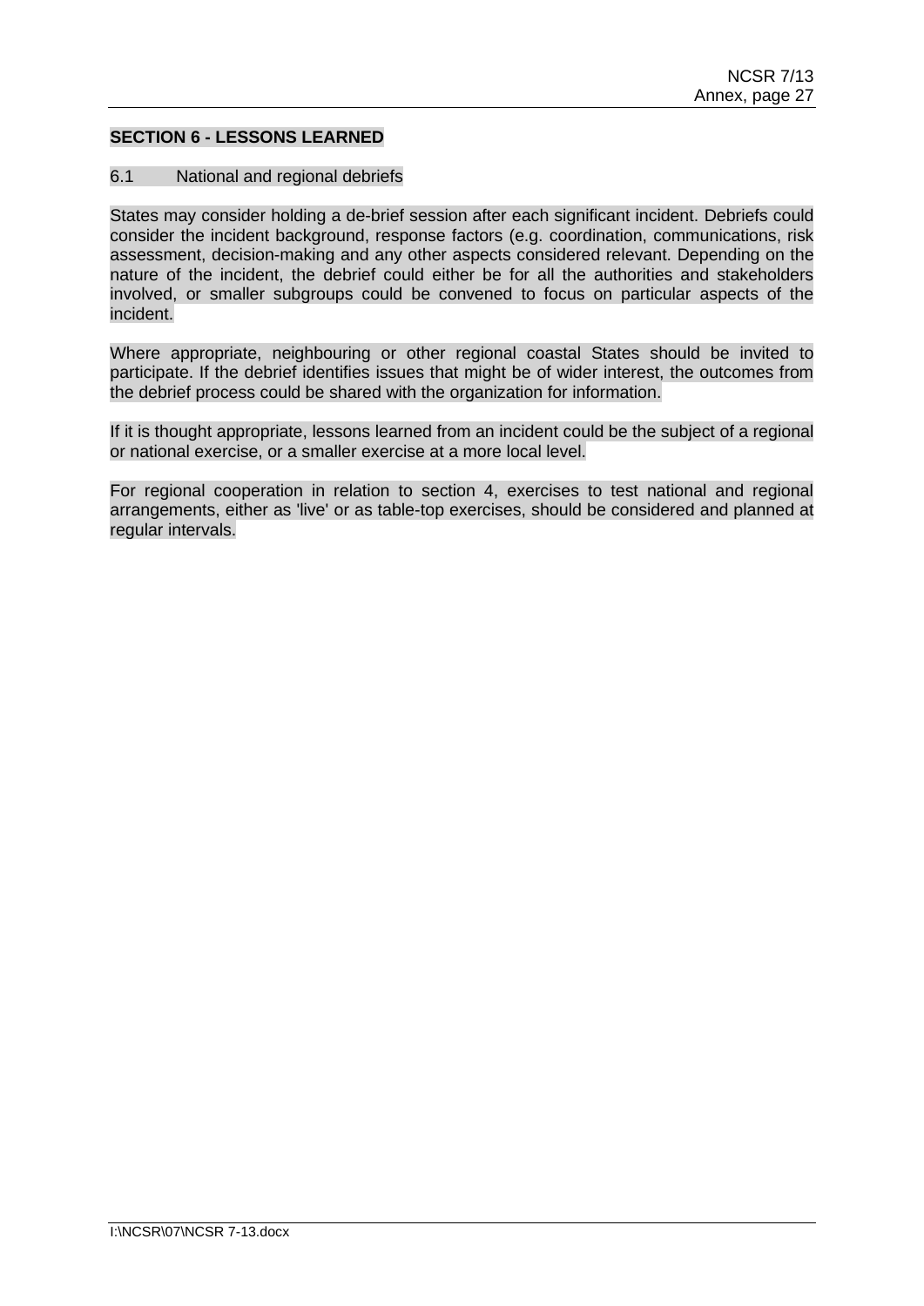**SECTION 6 - LESSONS LEARNED**

6.1 National and regional debriefs

States may consider holding a de-brief session after each significant incident. Debriefs could consider the incident background, response factors (e.g. coordination, communications, risk assessment, decision-making and any other aspects considered relevant. Depending on the nature of the incident, the debrief could either be for all the authorities and stakeholders involved, or smaller subgroups could be convened to focus on particular aspects of the incident.

Where appropriate, neighbouring or other regional coastal States should be invited to participate. If the debrief identifies issues that might be of wider interest, the outcomes from the debrief process could be shared with the organization for information.

If it is thought appropriate, lessons learned from an incident could be the subject of a regional or national exercise, or a smaller exercise at a more local level.

For regional cooperation in relation to section 4, exercises to test national and regional arrangements, either as 'live' or as table-top exercises, should be considered and planned at regular intervals.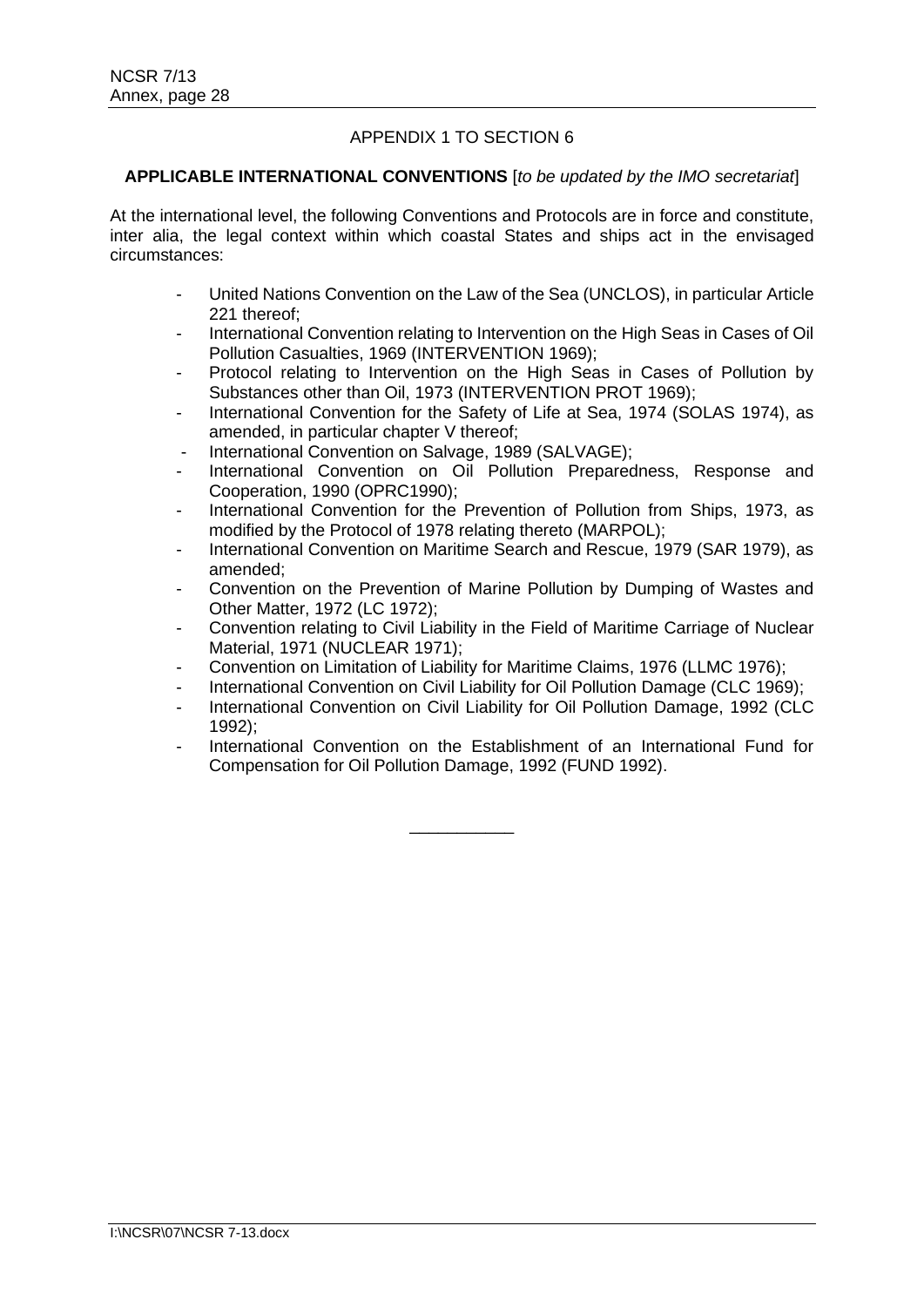## APPENDIX 1 TO SECTION 6

**APPLICABLE INTERNATIONAL CONVENTIONS** [*to be updated by the IMO secretariat*]

At the international level, the following Conventions and Protocols are in force and constitute, inter alia, the legal context within which coastal States and ships act in the envisaged circumstances:

- United Nations Convention on the Law of the Sea (UNCLOS), in particular Article 221 thereof;
- International Convention relating to Intervention on the High Seas in Cases of Oil Pollution Casualties, 1969 (INTERVENTION 1969);
- Protocol relating to Intervention on the High Seas in Cases of Pollution by Substances other than Oil, 1973 (INTERVENTION PROT 1969);
- International Convention for the Safety of Life at Sea, 1974 (SOLAS 1974), as amended, in particular chapter V thereof;
- International Convention on Salvage, 1989 (SALVAGE);
- International Convention on Oil Pollution Preparedness, Response and Cooperation, 1990 (OPRC1990);
- International Convention for the Prevention of Pollution from Ships, 1973, as modified by the Protocol of 1978 relating thereto (MARPOL);
- International Convention on Maritime Search and Rescue, 1979 (SAR 1979), as amended;
- Convention on the Prevention of Marine Pollution by Dumping of Wastes and Other Matter, 1972 (LC 1972);
- Convention relating to Civil Liability in the Field of Maritime Carriage of Nuclear Material, 1971 (NUCLEAR 1971);
- Convention on Limitation of Liability for Maritime Claims, 1976 (LLMC 1976);
- International Convention on Civil Liability for Oil Pollution Damage (CLC 1969);
- International Convention on Civil Liability for Oil Pollution Damage, 1992 (CLC 1992);
- International Convention on the Establishment of an International Fund for Compensation for Oil Pollution Damage, 1992 (FUND 1992).

___________